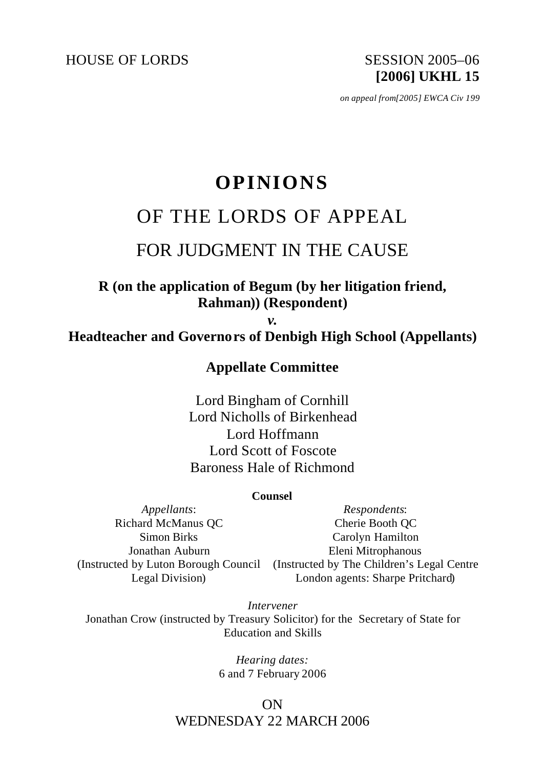HOUSE OF LORDS

SESSION 2005–06
**[2006] UKHL 15**

*on appeal from[2005] EWCA Civ 199*

# OPINIONS

## OF THE LORDS OF APPEAL

## FOR JUDGMENT IN THE CAUSE

**R (on the application of Begum (by her litigation friend, Rahman)) (Respondent)**

***v.***

**Headteacher and Governors of Denbigh High School (Appellants)**

**Appellate Committee**

Lord Bingham of Cornhill
Lord Nicholls of Birkenhead
Lord Hoffmann
Lord Scott of Foscote
Baroness Hale of Richmond

**Counsel**

*Appellants*:
Richard McManus QC
Simon Birks
Jonathan Auburn
(Instructed by Luton Borough Council Legal Division)

*Respondents*:
Cherie Booth QC
Carolyn Hamilton
Eleni Mitrophanous
(Instructed by The Children's Legal Centre London agents: Sharpe Pritchard)

*Intervener*
Jonathan Crow (instructed by Treasury Solicitor) for the Secretary of State for Education and Skills

*Hearing dates:*
6 and 7 February 2006

ON
WEDNESDAY 22 MARCH 2006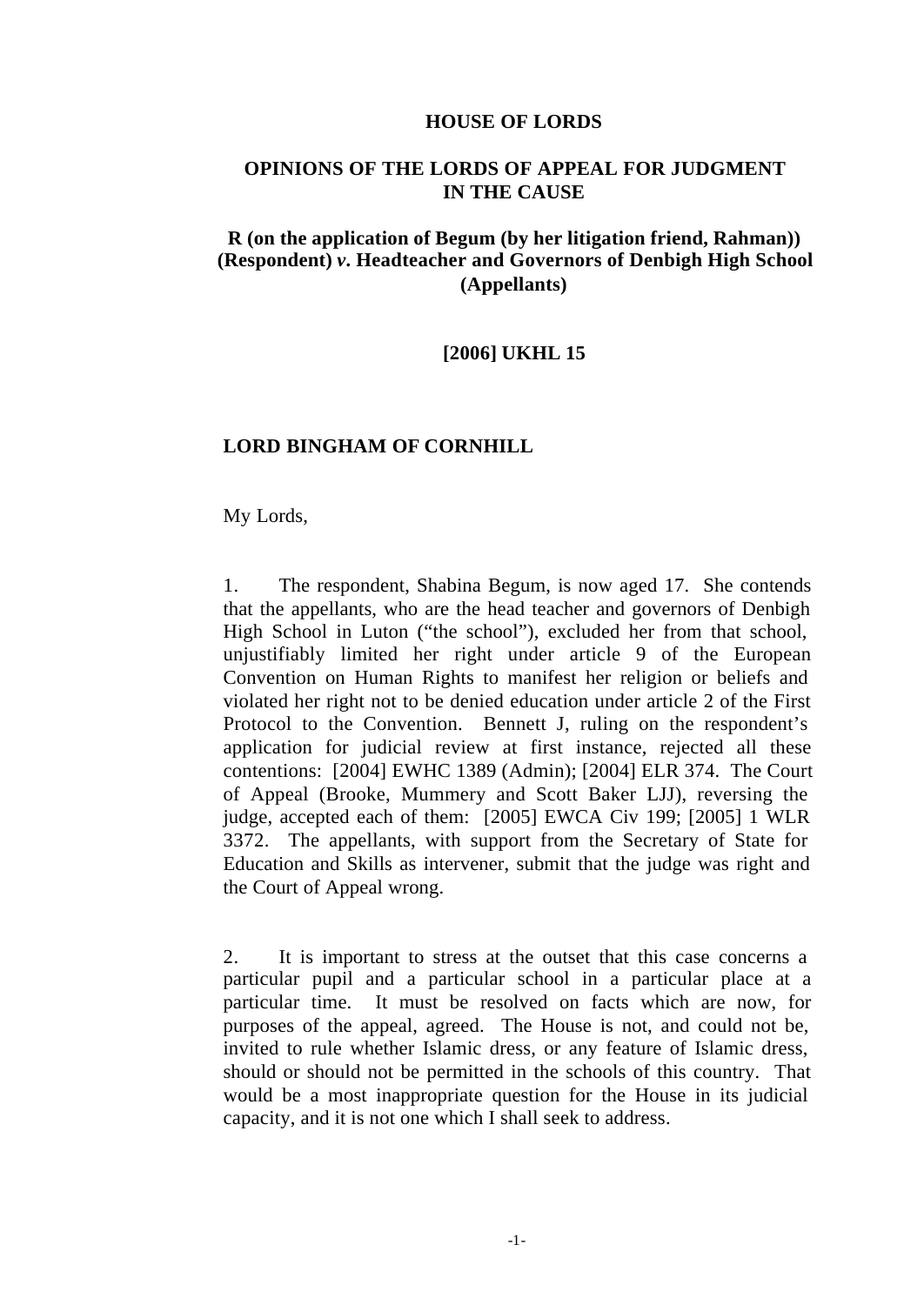**HOUSE OF LORDS**

**OPINIONS OF THE LORDS OF APPEAL FOR JUDGMENT IN THE CAUSE**

**R (on the application of Begum (by her litigation friend, Rahman)) (Respondent) *v.* Headteacher and Governors of Denbigh High School (Appellants)**

**[2006] UKHL 15**

**LORD BINGHAM OF CORNHILL**

My Lords,

1. The respondent, Shabina Begum, is now aged 17. She contends that the appellants, who are the head teacher and governors of Denbigh High School in Luton ("the school"), excluded her from that school, unjustifiably limited her right under article 9 of the European Convention on Human Rights to manifest her religion or beliefs and violated her right not to be denied education under article 2 of the First Protocol to the Convention. Bennett J, ruling on the respondent's application for judicial review at first instance, rejected all these contentions: [2004] EWHC 1389 (Admin); [2004] ELR 374. The Court of Appeal (Brooke, Mummery and Scott Baker LJJ), reversing the judge, accepted each of them: [2005] EWCA Civ 199; [2005] 1 WLR 3372. The appellants, with support from the Secretary of State for Education and Skills as intervener, submit that the judge was right and the Court of Appeal wrong.

2. It is important to stress at the outset that this case concerns a particular pupil and a particular school in a particular place at a particular time. It must be resolved on facts which are now, for purposes of the appeal, agreed. The House is not, and could not be, invited to rule whether Islamic dress, or any feature of Islamic dress, should or should not be permitted in the schools of this country. That would be a most inappropriate question for the House in its judicial capacity, and it is not one which I shall seek to address.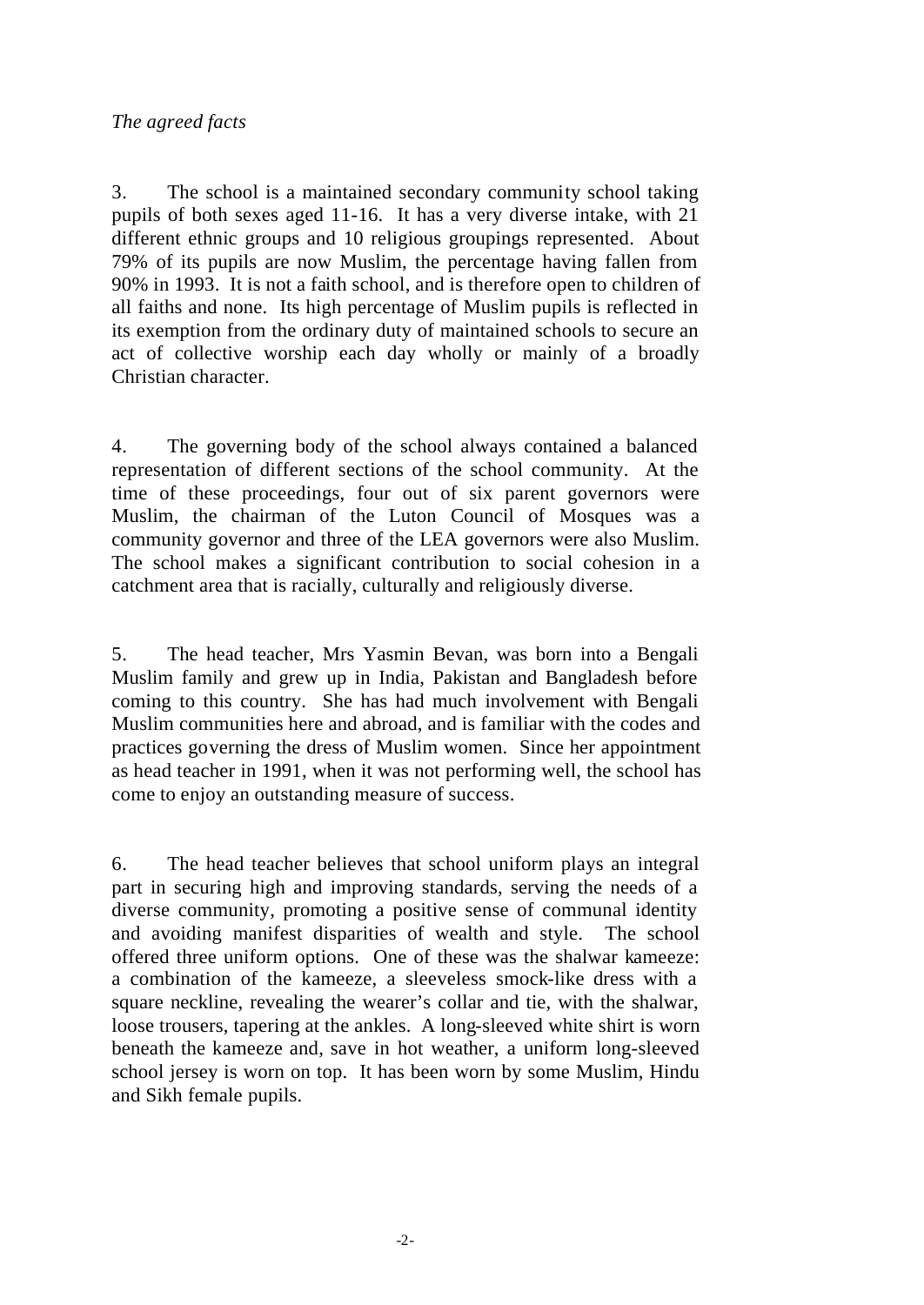*The agreed facts*

3. The school is a maintained secondary community school taking pupils of both sexes aged 11-16. It has a very diverse intake, with 21 different ethnic groups and 10 religious groupings represented. About 79% of its pupils are now Muslim, the percentage having fallen from 90% in 1993. It is not a faith school, and is therefore open to children of all faiths and none. Its high percentage of Muslim pupils is reflected in its exemption from the ordinary duty of maintained schools to secure an act of collective worship each day wholly or mainly of a broadly Christian character.

4. The governing body of the school always contained a balanced representation of different sections of the school community. At the time of these proceedings, four out of six parent governors were Muslim, the chairman of the Luton Council of Mosques was a community governor and three of the LEA governors were also Muslim. The school makes a significant contribution to social cohesion in a catchment area that is racially, culturally and religiously diverse.

5. The head teacher, Mrs Yasmin Bevan, was born into a Bengali Muslim family and grew up in India, Pakistan and Bangladesh before coming to this country. She has had much involvement with Bengali Muslim communities here and abroad, and is familiar with the codes and practices governing the dress of Muslim women. Since her appointment as head teacher in 1991, when it was not performing well, the school has come to enjoy an outstanding measure of success.

6. The head teacher believes that school uniform plays an integral part in securing high and improving standards, serving the needs of a diverse community, promoting a positive sense of communal identity and avoiding manifest disparities of wealth and style. The school offered three uniform options. One of these was the shalwar kameeze: a combination of the kameeze, a sleeveless smock-like dress with a square neckline, revealing the wearer's collar and tie, with the shalwar, loose trousers, tapering at the ankles. A long-sleeved white shirt is worn beneath the kameeze and, save in hot weather, a uniform long-sleeved school jersey is worn on top. It has been worn by some Muslim, Hindu and Sikh female pupils.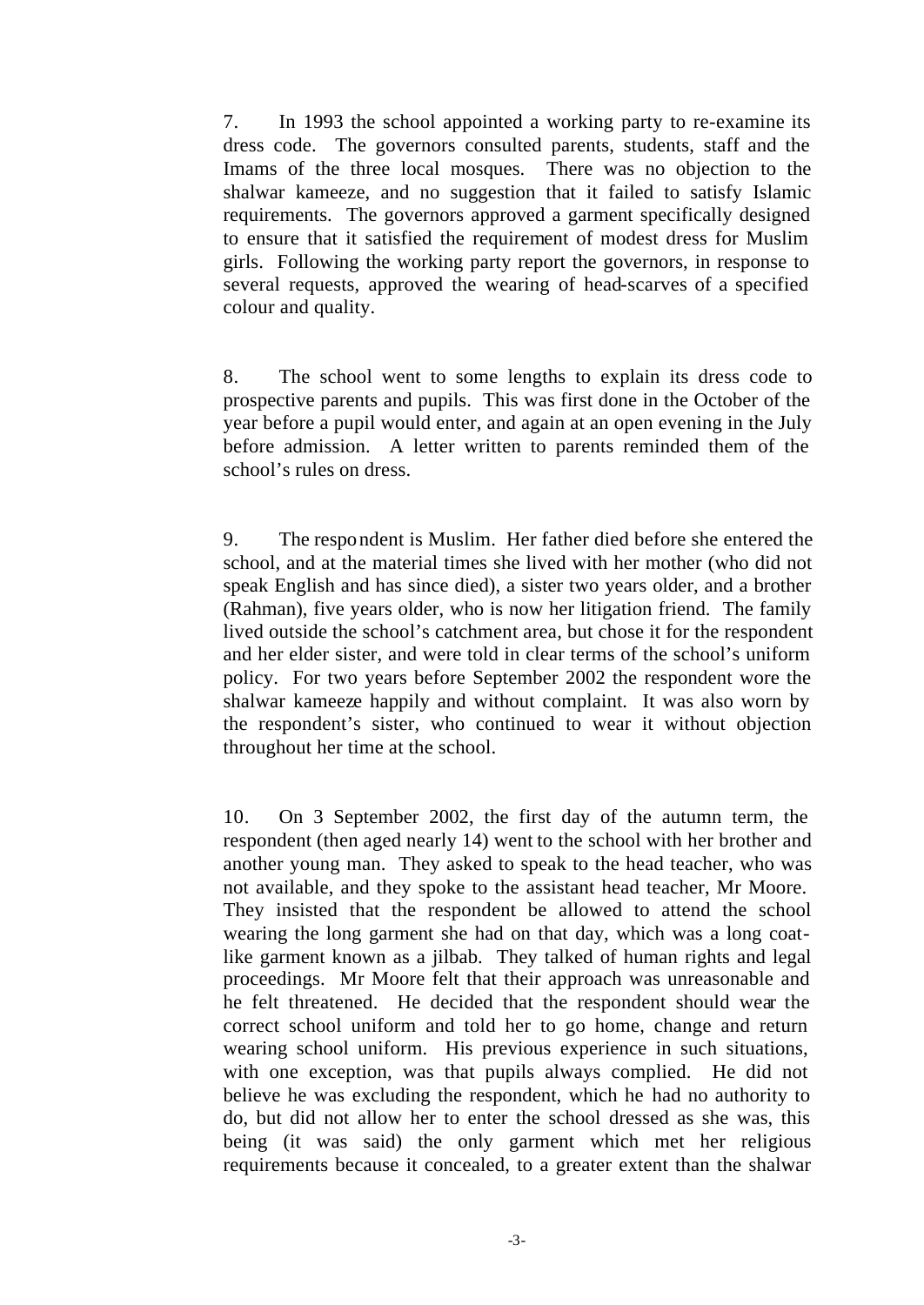7. In 1993 the school appointed a working party to re-examine its dress code. The governors consulted parents, students, staff and the Imams of the three local mosques. There was no objection to the shalwar kameeze, and no suggestion that it failed to satisfy Islamic requirements. The governors approved a garment specifically designed to ensure that it satisfied the requirement of modest dress for Muslim girls. Following the working party report the governors, in response to several requests, approved the wearing of head-scarves of a specified colour and quality.

8. The school went to some lengths to explain its dress code to prospective parents and pupils. This was first done in the October of the year before a pupil would enter, and again at an open evening in the July before admission. A letter written to parents reminded them of the school's rules on dress.

9. The respondent is Muslim. Her father died before she entered the school, and at the material times she lived with her mother (who did not speak English and has since died), a sister two years older, and a brother (Rahman), five years older, who is now her litigation friend. The family lived outside the school's catchment area, but chose it for the respondent and her elder sister, and were told in clear terms of the school's uniform policy. For two years before September 2002 the respondent wore the shalwar kameeze happily and without complaint. It was also worn by the respondent's sister, who continued to wear it without objection throughout her time at the school.

10. On 3 September 2002, the first day of the autumn term, the respondent (then aged nearly 14) went to the school with her brother and another young man. They asked to speak to the head teacher, who was not available, and they spoke to the assistant head teacher, Mr Moore. They insisted that the respondent be allowed to attend the school wearing the long garment she had on that day, which was a long coat-like garment known as a jilbab. They talked of human rights and legal proceedings. Mr Moore felt that their approach was unreasonable and he felt threatened. He decided that the respondent should wear the correct school uniform and told her to go home, change and return wearing school uniform. His previous experience in such situations, with one exception, was that pupils always complied. He did not believe he was excluding the respondent, which he had no authority to do, but did not allow her to enter the school dressed as she was, this being (it was said) the only garment which met her religious requirements because it concealed, to a greater extent than the shalwar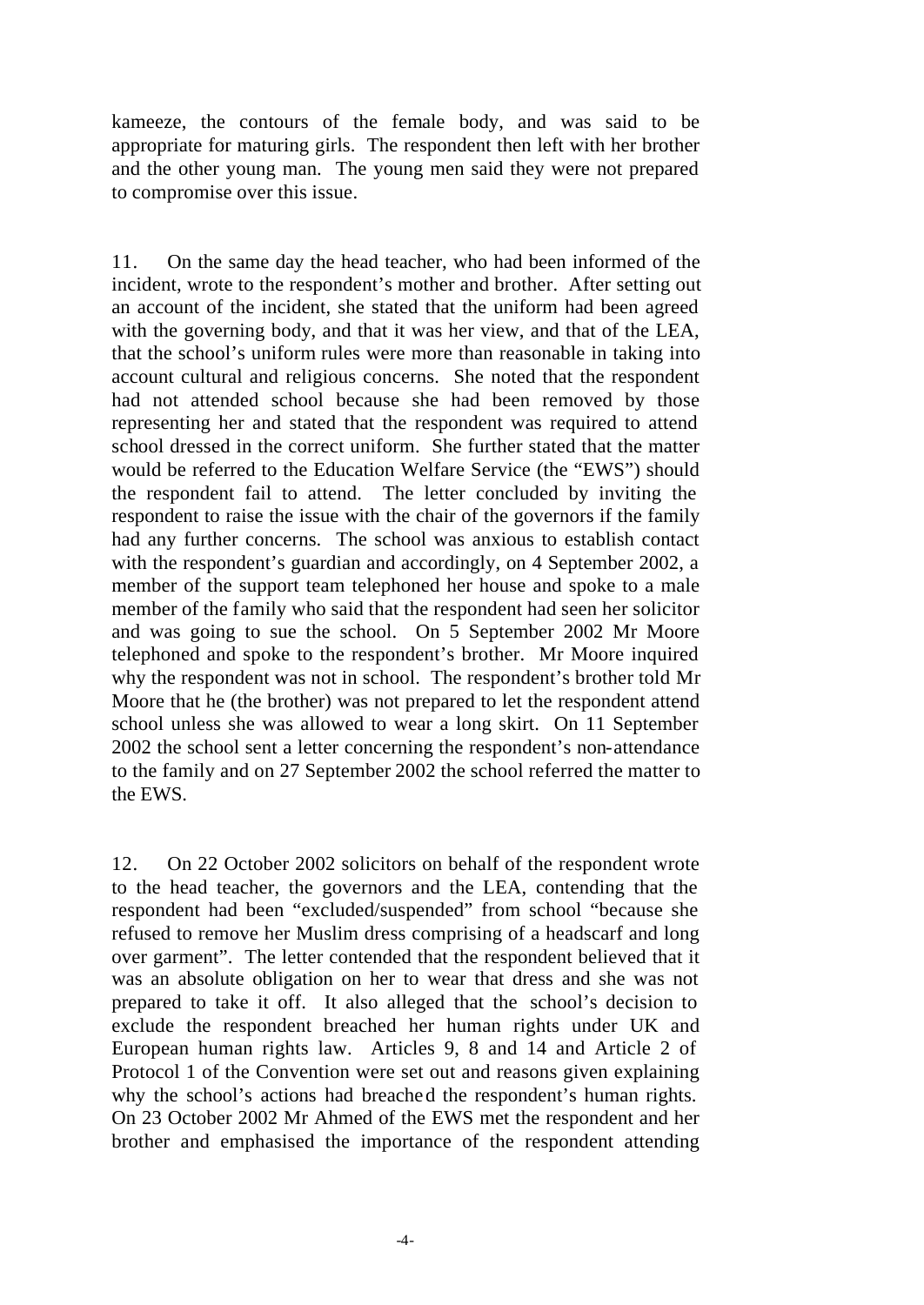kameeze, the contours of the female body, and was said to be appropriate for maturing girls. The respondent then left with her brother and the other young man. The young men said they were not prepared to compromise over this issue.

11. On the same day the head teacher, who had been informed of the incident, wrote to the respondent's mother and brother. After setting out an account of the incident, she stated that the uniform had been agreed with the governing body, and that it was her view, and that of the LEA, that the school's uniform rules were more than reasonable in taking into account cultural and religious concerns. She noted that the respondent had not attended school because she had been removed by those representing her and stated that the respondent was required to attend school dressed in the correct uniform. She further stated that the matter would be referred to the Education Welfare Service (the "EWS") should the respondent fail to attend. The letter concluded by inviting the respondent to raise the issue with the chair of the governors if the family had any further concerns. The school was anxious to establish contact with the respondent's guardian and accordingly, on 4 September 2002, a member of the support team telephoned her house and spoke to a male member of the family who said that the respondent had seen her solicitor and was going to sue the school. On 5 September 2002 Mr Moore telephoned and spoke to the respondent's brother. Mr Moore inquired why the respondent was not in school. The respondent's brother told Mr Moore that he (the brother) was not prepared to let the respondent attend school unless she was allowed to wear a long skirt. On 11 September 2002 the school sent a letter concerning the respondent's non-attendance to the family and on 27 September 2002 the school referred the matter to the EWS.

12. On 22 October 2002 solicitors on behalf of the respondent wrote to the head teacher, the governors and the LEA, contending that the respondent had been "excluded/suspended" from school "because she refused to remove her Muslim dress comprising of a headscarf and long over garment". The letter contended that the respondent believed that it was an absolute obligation on her to wear that dress and she was not prepared to take it off. It also alleged that the school's decision to exclude the respondent breached her human rights under UK and European human rights law. Articles 9, 8 and 14 and Article 2 of Protocol 1 of the Convention were set out and reasons given explaining why the school's actions had breached the respondent's human rights. On 23 October 2002 Mr Ahmed of the EWS met the respondent and her brother and emphasised the importance of the respondent attending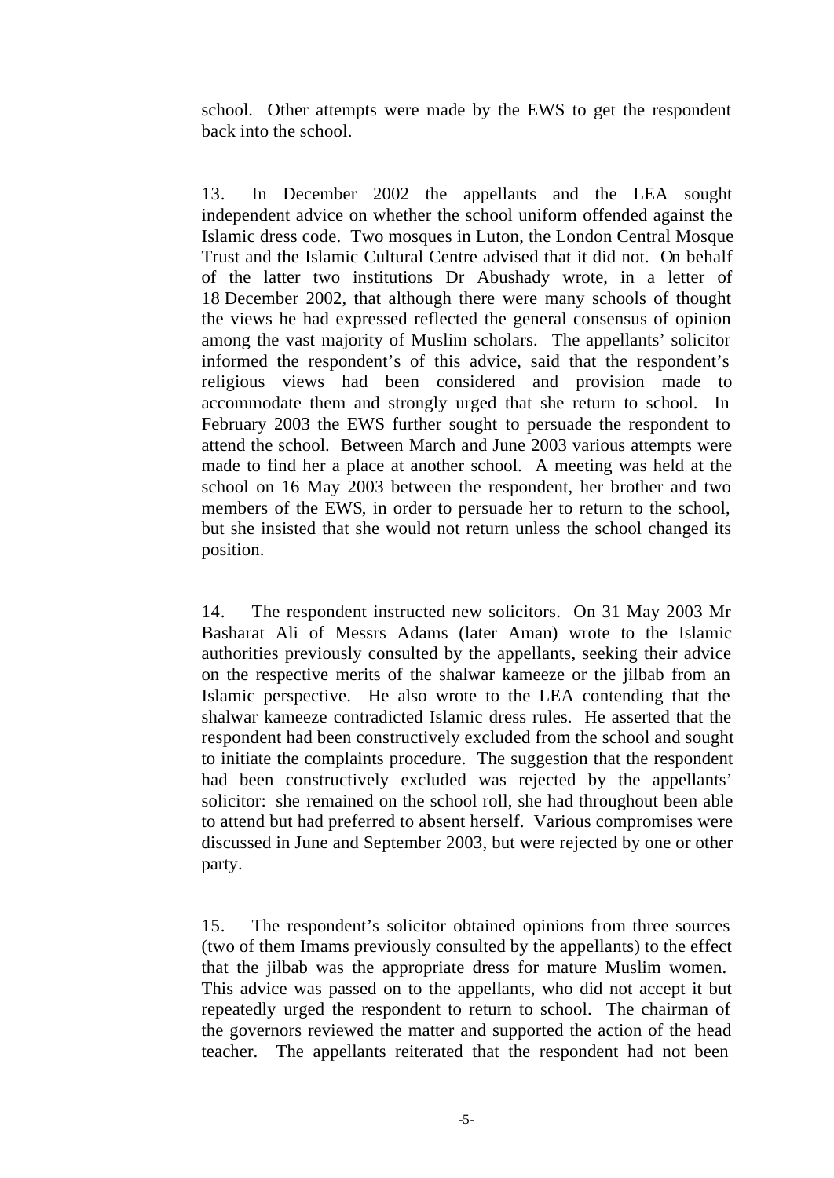school. Other attempts were made by the EWS to get the respondent back into the school.

13. In December 2002 the appellants and the LEA sought independent advice on whether the school uniform offended against the Islamic dress code. Two mosques in Luton, the London Central Mosque Trust and the Islamic Cultural Centre advised that it did not. On behalf of the latter two institutions Dr Abushady wrote, in a letter of 18 December 2002, that although there were many schools of thought the views he had expressed reflected the general consensus of opinion among the vast majority of Muslim scholars. The appellants' solicitor informed the respondent's of this advice, said that the respondent's religious views had been considered and provision made to accommodate them and strongly urged that she return to school. In February 2003 the EWS further sought to persuade the respondent to attend the school. Between March and June 2003 various attempts were made to find her a place at another school. A meeting was held at the school on 16 May 2003 between the respondent, her brother and two members of the EWS, in order to persuade her to return to the school, but she insisted that she would not return unless the school changed its position.

14. The respondent instructed new solicitors. On 31 May 2003 Mr Basharat Ali of Messrs Adams (later Aman) wrote to the Islamic authorities previously consulted by the appellants, seeking their advice on the respective merits of the shalwar kameeze or the jilbab from an Islamic perspective. He also wrote to the LEA contending that the shalwar kameeze contradicted Islamic dress rules. He asserted that the respondent had been constructively excluded from the school and sought to initiate the complaints procedure. The suggestion that the respondent had been constructively excluded was rejected by the appellants' solicitor: she remained on the school roll, she had throughout been able to attend but had preferred to absent herself. Various compromises were discussed in June and September 2003, but were rejected by one or other party.

15. The respondent's solicitor obtained opinions from three sources (two of them Imams previously consulted by the appellants) to the effect that the jilbab was the appropriate dress for mature Muslim women. This advice was passed on to the appellants, who did not accept it but repeatedly urged the respondent to return to school. The chairman of the governors reviewed the matter and supported the action of the head teacher. The appellants reiterated that the respondent had not been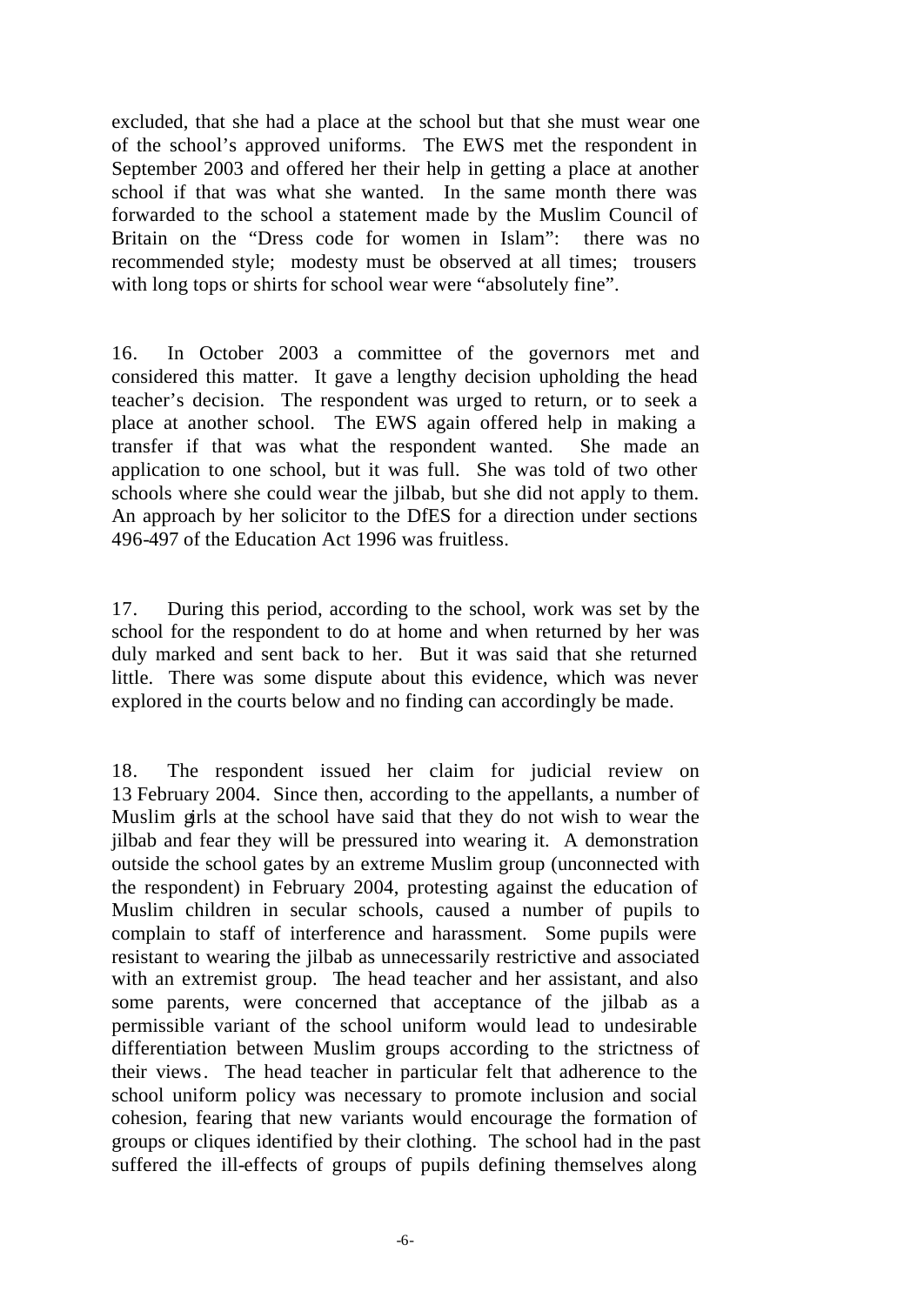excluded, that she had a place at the school but that she must wear one of the school's approved uniforms. The EWS met the respondent in September 2003 and offered her their help in getting a place at another school if that was what she wanted. In the same month there was forwarded to the school a statement made by the Muslim Council of Britain on the "Dress code for women in Islam": there was no recommended style; modesty must be observed at all times; trousers with long tops or shirts for school wear were "absolutely fine".

16. In October 2003 a committee of the governors met and considered this matter. It gave a lengthy decision upholding the head teacher's decision. The respondent was urged to return, or to seek a place at another school. The EWS again offered help in making a transfer if that was what the respondent wanted. She made an application to one school, but it was full. She was told of two other schools where she could wear the jilbab, but she did not apply to them. An approach by her solicitor to the DfES for a direction under sections 496-497 of the Education Act 1996 was fruitless.

17. During this period, according to the school, work was set by the school for the respondent to do at home and when returned by her was duly marked and sent back to her. But it was said that she returned little. There was some dispute about this evidence, which was never explored in the courts below and no finding can accordingly be made.

18. The respondent issued her claim for judicial review on 13 February 2004. Since then, according to the appellants, a number of Muslim girls at the school have said that they do not wish to wear the jilbab and fear they will be pressured into wearing it. A demonstration outside the school gates by an extreme Muslim group (unconnected with the respondent) in February 2004, protesting against the education of Muslim children in secular schools, caused a number of pupils to complain to staff of interference and harassment. Some pupils were resistant to wearing the jilbab as unnecessarily restrictive and associated with an extremist group. The head teacher and her assistant, and also some parents, were concerned that acceptance of the jilbab as a permissible variant of the school uniform would lead to undesirable differentiation between Muslim groups according to the strictness of their views. The head teacher in particular felt that adherence to the school uniform policy was necessary to promote inclusion and social cohesion, fearing that new variants would encourage the formation of groups or cliques identified by their clothing. The school had in the past suffered the ill-effects of groups of pupils defining themselves along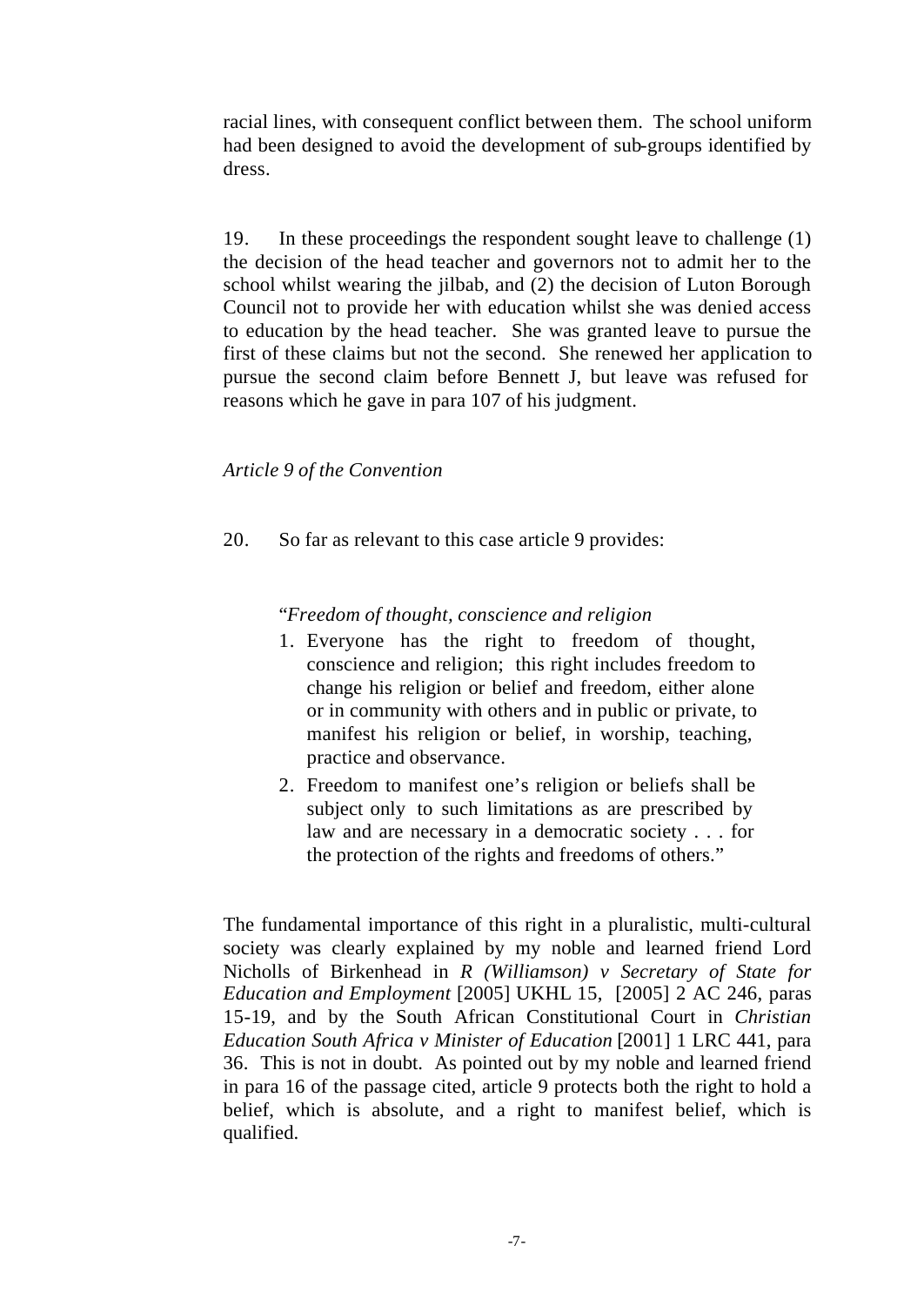racial lines, with consequent conflict between them. The school uniform had been designed to avoid the development of sub-groups identified by dress.

19. In these proceedings the respondent sought leave to challenge (1) the decision of the head teacher and governors not to admit her to the school whilst wearing the jilbab, and (2) the decision of Luton Borough Council not to provide her with education whilst she was denied access to education by the head teacher. She was granted leave to pursue the first of these claims but not the second. She renewed her application to pursue the second claim before Bennett J, but leave was refused for reasons which he gave in para 107 of his judgment.

*Article 9 of the Convention*

20. So far as relevant to this case article 9 provides:

> "*Freedom of thought, conscience and religion*
>
> 1. Everyone has the right to freedom of thought, conscience and religion; this right includes freedom to change his religion or belief and freedom, either alone or in community with others and in public or private, to manifest his religion or belief, in worship, teaching, practice and observance.
> 2. Freedom to manifest one's religion or beliefs shall be subject only to such limitations as are prescribed by law and are necessary in a democratic society . . . for the protection of the rights and freedoms of others."

The fundamental importance of this right in a pluralistic, multi-cultural society was clearly explained by my noble and learned friend Lord Nicholls of Birkenhead in *R (Williamson) v Secretary of State for Education and Employment* [2005] UKHL 15, [2005] 2 AC 246, paras 15-19, and by the South African Constitutional Court in *Christian Education South Africa v Minister of Education* [2001] 1 LRC 441, para 36. This is not in doubt. As pointed out by my noble and learned friend in para 16 of the passage cited, article 9 protects both the right to hold a belief, which is absolute, and a right to manifest belief, which is qualified.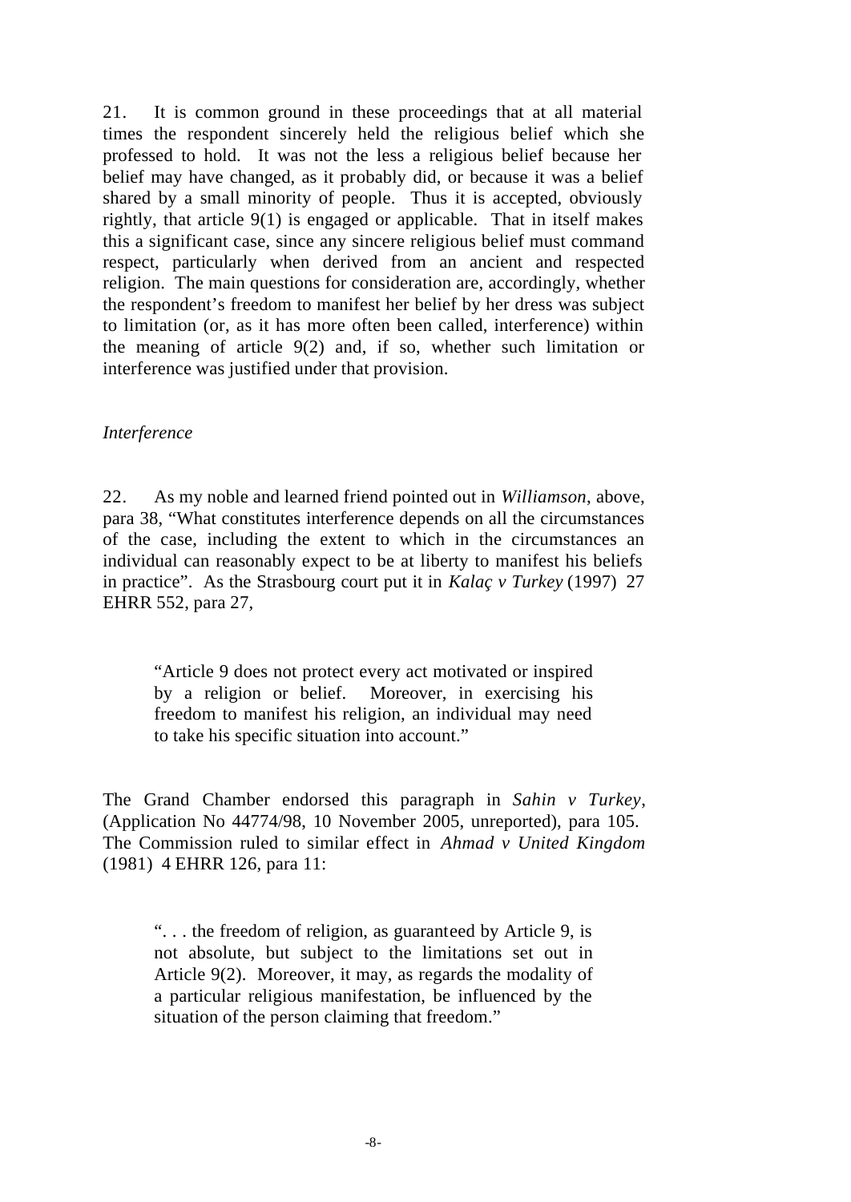21. It is common ground in these proceedings that at all material times the respondent sincerely held the religious belief which she professed to hold. It was not the less a religious belief because her belief may have changed, as it probably did, or because it was a belief shared by a small minority of people. Thus it is accepted, obviously rightly, that article 9(1) is engaged or applicable. That in itself makes this a significant case, since any sincere religious belief must command respect, particularly when derived from an ancient and respected religion. The main questions for consideration are, accordingly, whether the respondent's freedom to manifest her belief by her dress was subject to limitation (or, as it has more often been called, interference) within the meaning of article 9(2) and, if so, whether such limitation or interference was justified under that provision.

*Interference*

22. As my noble and learned friend pointed out in *Williamson*, above, para 38, "What constitutes interference depends on all the circumstances of the case, including the extent to which in the circumstances an individual can reasonably expect to be at liberty to manifest his beliefs in practice". As the Strasbourg court put it in *Kalaç v Turkey* (1997) 27 EHRR 552, para 27,

> "Article 9 does not protect every act motivated or inspired by a religion or belief. Moreover, in exercising his freedom to manifest his religion, an individual may need to take his specific situation into account."

The Grand Chamber endorsed this paragraph in *Sahin v Turkey*, (Application No 44774/98, 10 November 2005, unreported), para 105. The Commission ruled to similar effect in *Ahmad v United Kingdom* (1981) 4 EHRR 126, para 11:

> ". . . the freedom of religion, as guaranteed by Article 9, is not absolute, but subject to the limitations set out in Article 9(2). Moreover, it may, as regards the modality of a particular religious manifestation, be influenced by the situation of the person claiming that freedom."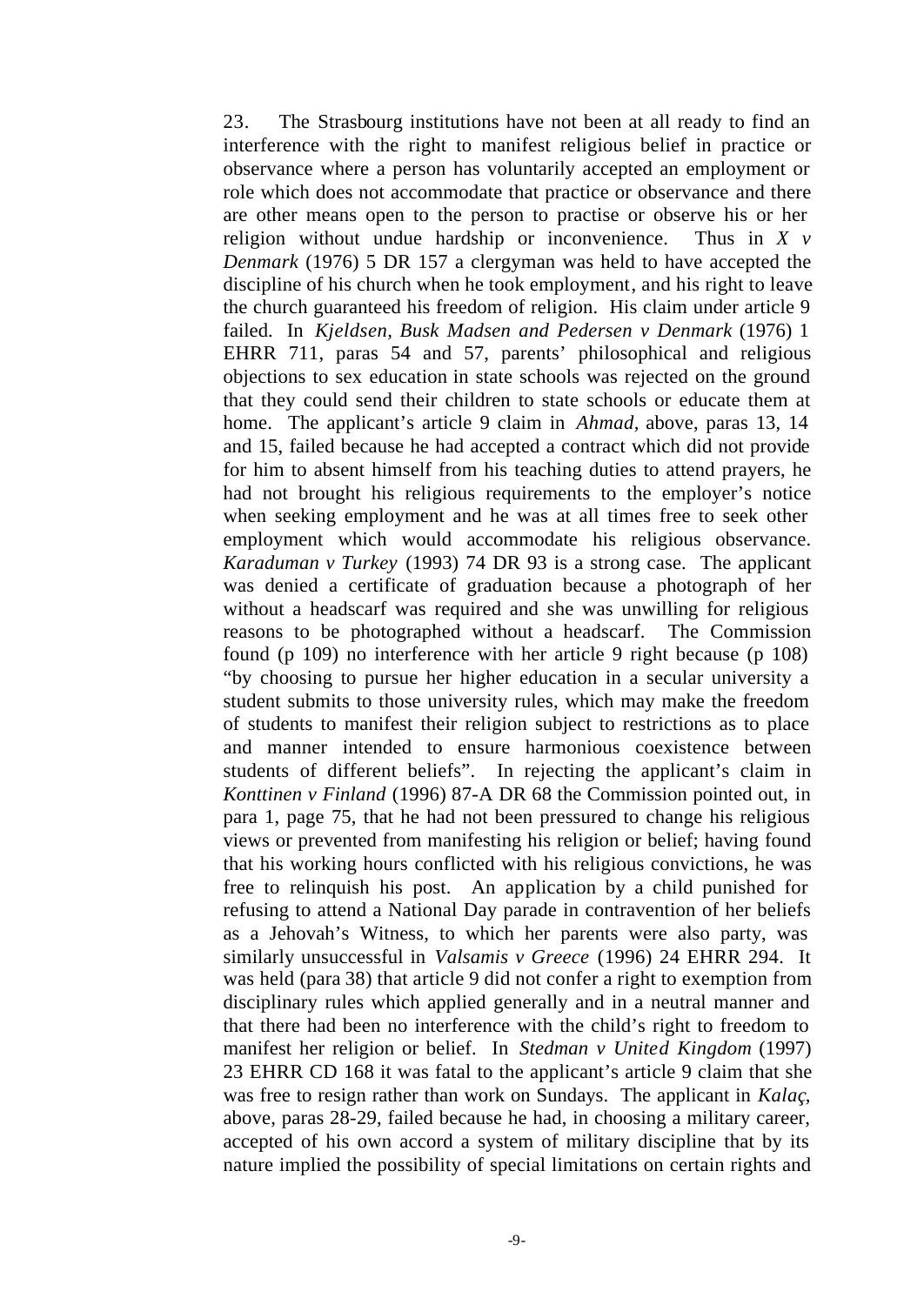23. The Strasbourg institutions have not been at all ready to find an interference with the right to manifest religious belief in practice or observance where a person has voluntarily accepted an employment or role which does not accommodate that practice or observance and there are other means open to the person to practise or observe his or her religion without undue hardship or inconvenience. Thus in *X v Denmark* (1976) 5 DR 157 a clergyman was held to have accepted the discipline of his church when he took employment, and his right to leave the church guaranteed his freedom of religion. His claim under article 9 failed. In *Kjeldsen, Busk Madsen and Pedersen v Denmark* (1976) 1 EHRR 711, paras 54 and 57, parents' philosophical and religious objections to sex education in state schools was rejected on the ground that they could send their children to state schools or educate them at home. The applicant's article 9 claim in *Ahmad*, above, paras 13, 14 and 15, failed because he had accepted a contract which did not provide for him to absent himself from his teaching duties to attend prayers, he had not brought his religious requirements to the employer's notice when seeking employment and he was at all times free to seek other employment which would accommodate his religious observance. *Karaduman v Turkey* (1993) 74 DR 93 is a strong case. The applicant was denied a certificate of graduation because a photograph of her without a headscarf was required and she was unwilling for religious reasons to be photographed without a headscarf. The Commission found (p 109) no interference with her article 9 right because (p 108) "by choosing to pursue her higher education in a secular university a student submits to those university rules, which may make the freedom of students to manifest their religion subject to restrictions as to place and manner intended to ensure harmonious coexistence between students of different beliefs". In rejecting the applicant's claim in *Konttinen v Finland* (1996) 87-A DR 68 the Commission pointed out, in para 1, page 75, that he had not been pressured to change his religious views or prevented from manifesting his religion or belief; having found that his working hours conflicted with his religious convictions, he was free to relinquish his post. An application by a child punished for refusing to attend a National Day parade in contravention of her beliefs as a Jehovah's Witness, to which her parents were also party, was similarly unsuccessful in *Valsamis v Greece* (1996) 24 EHRR 294. It was held (para 38) that article 9 did not confer a right to exemption from disciplinary rules which applied generally and in a neutral manner and that there had been no interference with the child's right to freedom to manifest her religion or belief. In *Stedman v United Kingdom* (1997) 23 EHRR CD 168 it was fatal to the applicant's article 9 claim that she was free to resign rather than work on Sundays. The applicant in *Kalaç*, above, paras 28-29, failed because he had, in choosing a military career, accepted of his own accord a system of military discipline that by its nature implied the possibility of special limitations on certain rights and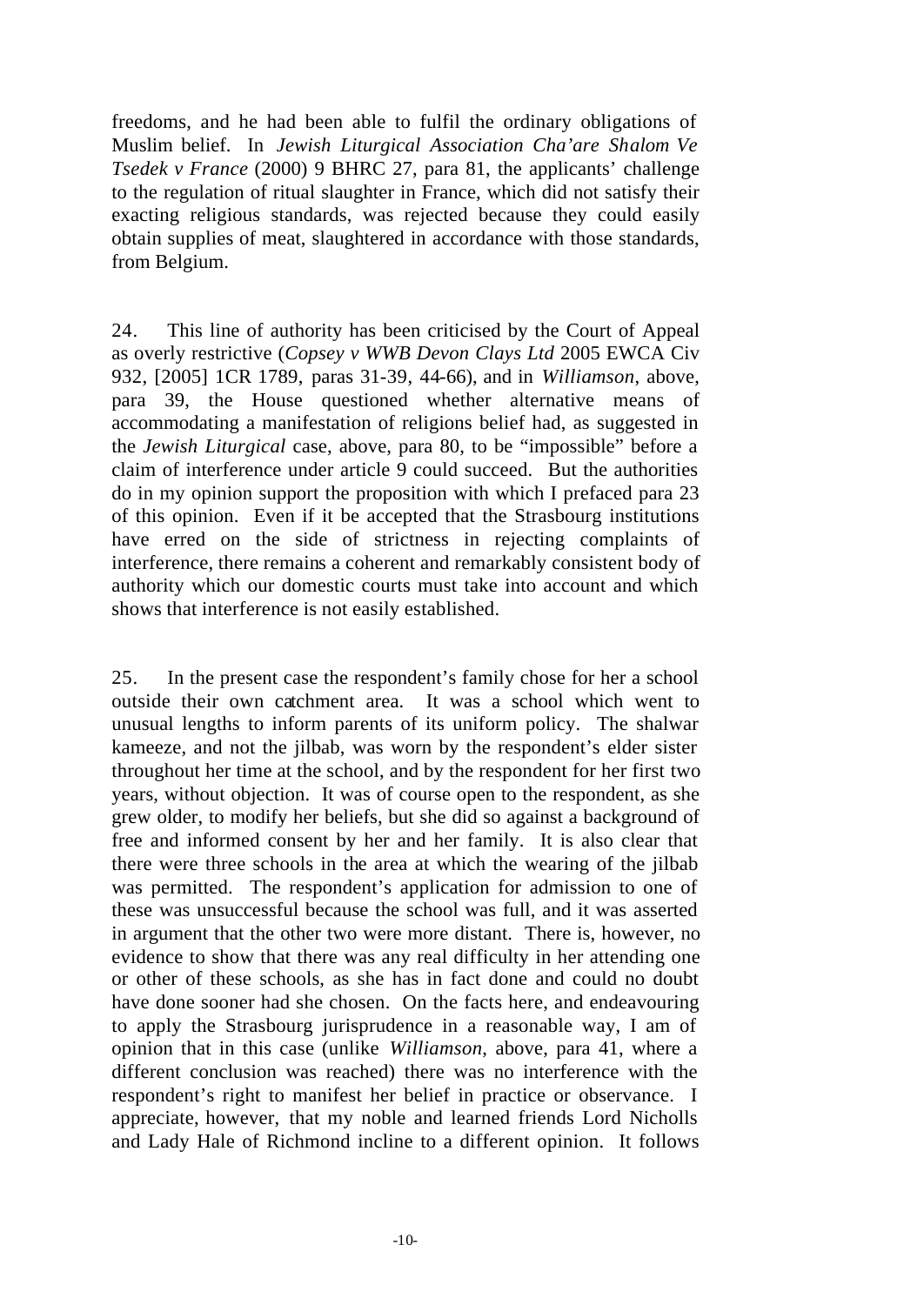freedoms, and he had been able to fulfil the ordinary obligations of Muslim belief. In *Jewish Liturgical Association Cha'are Shalom Ve Tsedek v France* (2000) 9 BHRC 27, para 81, the applicants' challenge to the regulation of ritual slaughter in France, which did not satisfy their exacting religious standards, was rejected because they could easily obtain supplies of meat, slaughtered in accordance with those standards, from Belgium.

24. This line of authority has been criticised by the Court of Appeal as overly restrictive (*Copsey v WWB Devon Clays Ltd* 2005 EWCA Civ 932, [2005] 1CR 1789, paras 31-39, 44-66), and in *Williamson*, above, para 39, the House questioned whether alternative means of accommodating a manifestation of religions belief had, as suggested in the *Jewish Liturgical* case, above, para 80, to be "impossible" before a claim of interference under article 9 could succeed. But the authorities do in my opinion support the proposition with which I prefaced para 23 of this opinion. Even if it be accepted that the Strasbourg institutions have erred on the side of strictness in rejecting complaints of interference, there remains a coherent and remarkably consistent body of authority which our domestic courts must take into account and which shows that interference is not easily established.

25. In the present case the respondent's family chose for her a school outside their own catchment area. It was a school which went to unusual lengths to inform parents of its uniform policy. The shalwar kameeze, and not the jilbab, was worn by the respondent's elder sister throughout her time at the school, and by the respondent for her first two years, without objection. It was of course open to the respondent, as she grew older, to modify her beliefs, but she did so against a background of free and informed consent by her and her family. It is also clear that there were three schools in the area at which the wearing of the jilbab was permitted. The respondent's application for admission to one of these was unsuccessful because the school was full, and it was asserted in argument that the other two were more distant. There is, however, no evidence to show that there was any real difficulty in her attending one or other of these schools, as she has in fact done and could no doubt have done sooner had she chosen. On the facts here, and endeavouring to apply the Strasbourg jurisprudence in a reasonable way, I am of opinion that in this case (unlike *Williamson*, above, para 41, where a different conclusion was reached) there was no interference with the respondent's right to manifest her belief in practice or observance. I appreciate, however, that my noble and learned friends Lord Nicholls and Lady Hale of Richmond incline to a different opinion. It follows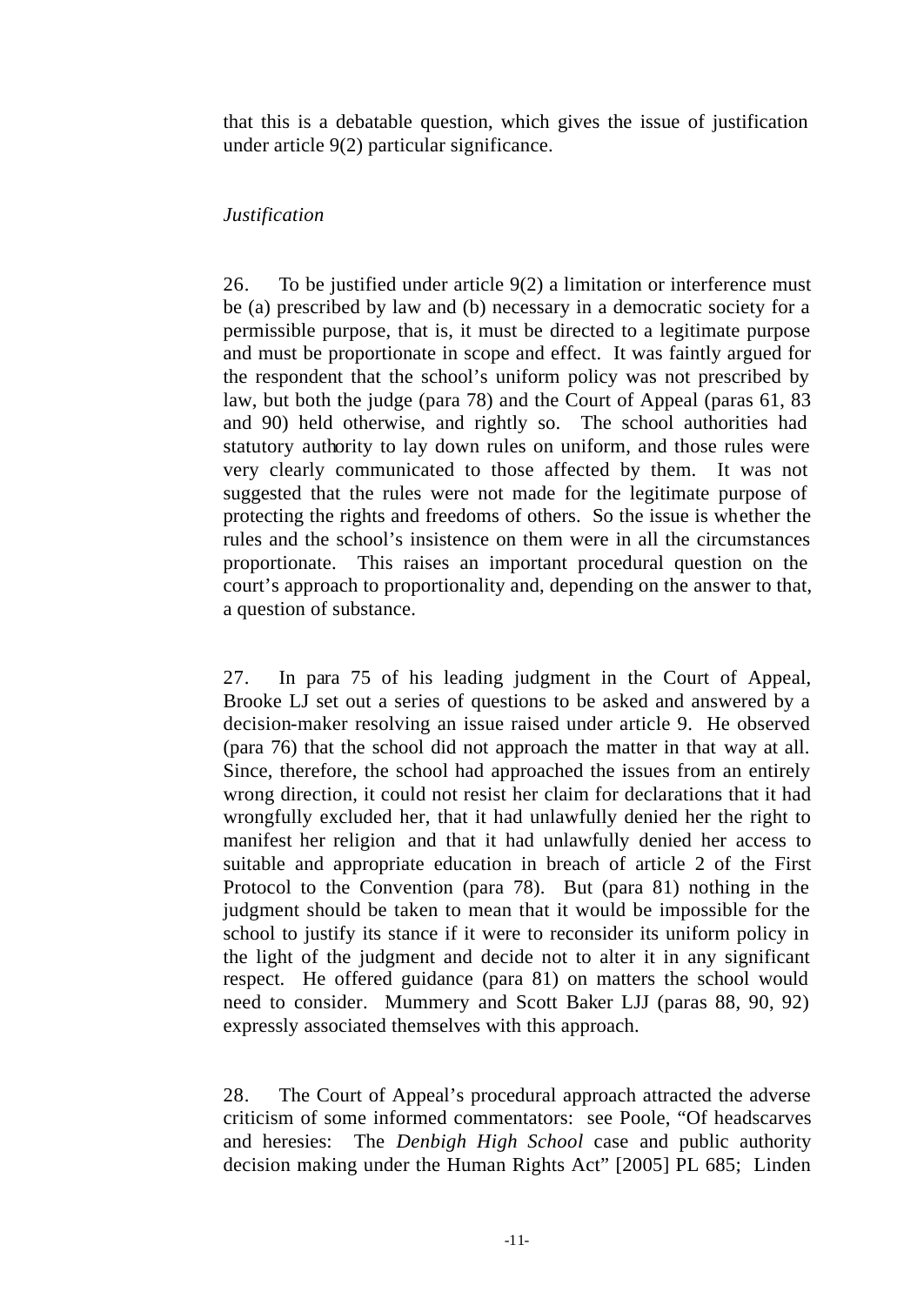that this is a debatable question, which gives the issue of justification under article 9(2) particular significance.

*Justification*

26. To be justified under article 9(2) a limitation or interference must be (a) prescribed by law and (b) necessary in a democratic society for a permissible purpose, that is, it must be directed to a legitimate purpose and must be proportionate in scope and effect. It was faintly argued for the respondent that the school's uniform policy was not prescribed by law, but both the judge (para 78) and the Court of Appeal (paras 61, 83 and 90) held otherwise, and rightly so. The school authorities had statutory authority to lay down rules on uniform, and those rules were very clearly communicated to those affected by them. It was not suggested that the rules were not made for the legitimate purpose of protecting the rights and freedoms of others. So the issue is whether the rules and the school's insistence on them were in all the circumstances proportionate. This raises an important procedural question on the court's approach to proportionality and, depending on the answer to that, a question of substance.

27. In para 75 of his leading judgment in the Court of Appeal, Brooke LJ set out a series of questions to be asked and answered by a decision-maker resolving an issue raised under article 9. He observed (para 76) that the school did not approach the matter in that way at all. Since, therefore, the school had approached the issues from an entirely wrong direction, it could not resist her claim for declarations that it had wrongfully excluded her, that it had unlawfully denied her the right to manifest her religion and that it had unlawfully denied her access to suitable and appropriate education in breach of article 2 of the First Protocol to the Convention (para 78). But (para 81) nothing in the judgment should be taken to mean that it would be impossible for the school to justify its stance if it were to reconsider its uniform policy in the light of the judgment and decide not to alter it in any significant respect. He offered guidance (para 81) on matters the school would need to consider. Mummery and Scott Baker LJJ (paras 88, 90, 92) expressly associated themselves with this approach.

28. The Court of Appeal's procedural approach attracted the adverse criticism of some informed commentators: see Poole, "Of headscarves and heresies: The *Denbigh High School* case and public authority decision making under the Human Rights Act" [2005] PL 685; Linden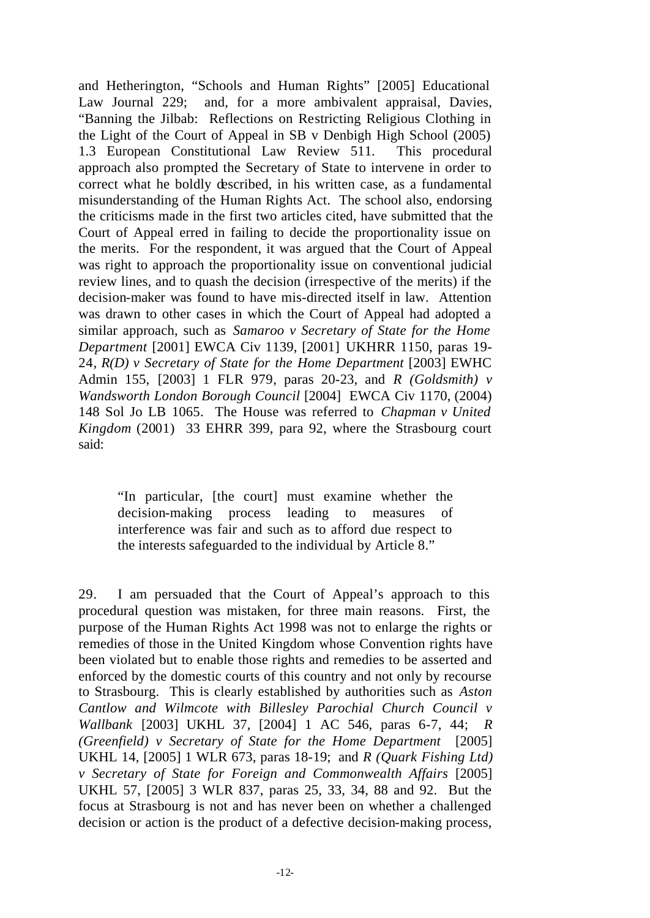and Hetherington, "Schools and Human Rights" [2005] Educational Law Journal 229; and, for a more ambivalent appraisal, Davies, "Banning the Jilbab: Reflections on Restricting Religious Clothing in the Light of the Court of Appeal in SB v Denbigh High School (2005) 1.3 European Constitutional Law Review 511. This procedural approach also prompted the Secretary of State to intervene in order to correct what he boldly described, in his written case, as a fundamental misunderstanding of the Human Rights Act. The school also, endorsing the criticisms made in the first two articles cited, have submitted that the Court of Appeal erred in failing to decide the proportionality issue on the merits. For the respondent, it was argued that the Court of Appeal was right to approach the proportionality issue on conventional judicial review lines, and to quash the decision (irrespective of the merits) if the decision-maker was found to have mis-directed itself in law. Attention was drawn to other cases in which the Court of Appeal had adopted a similar approach, such as *Samaroo v Secretary of State for the Home Department* [2001] EWCA Civ 1139, [2001] UKHRR 1150, paras 19-24, *R(D) v Secretary of State for the Home Department* [2003] EWHC Admin 155, [2003] 1 FLR 979, paras 20-23, and *R (Goldsmith) v Wandsworth London Borough Council* [2004] EWCA Civ 1170, (2004) 148 Sol Jo LB 1065. The House was referred to *Chapman v United Kingdom* (2001) 33 EHRR 399, para 92, where the Strasbourg court said:

> "In particular, [the court] must examine whether the decision-making process leading to measures of interference was fair and such as to afford due respect to the interests safeguarded to the individual by Article 8."

29. I am persuaded that the Court of Appeal's approach to this procedural question was mistaken, for three main reasons. First, the purpose of the Human Rights Act 1998 was not to enlarge the rights or remedies of those in the United Kingdom whose Convention rights have been violated but to enable those rights and remedies to be asserted and enforced by the domestic courts of this country and not only by recourse to Strasbourg. This is clearly established by authorities such as *Aston Cantlow and Wilmcote with Billesley Parochial Church Council v Wallbank* [2003] UKHL 37, [2004] 1 AC 546, paras 6-7, 44; *R (Greenfield) v Secretary of State for the Home Department* [2005] UKHL 14, [2005] 1 WLR 673, paras 18-19; and *R (Quark Fishing Ltd) v Secretary of State for Foreign and Commonwealth Affairs* [2005] UKHL 57, [2005] 3 WLR 837, paras 25, 33, 34, 88 and 92. But the focus at Strasbourg is not and has never been on whether a challenged decision or action is the product of a defective decision-making process,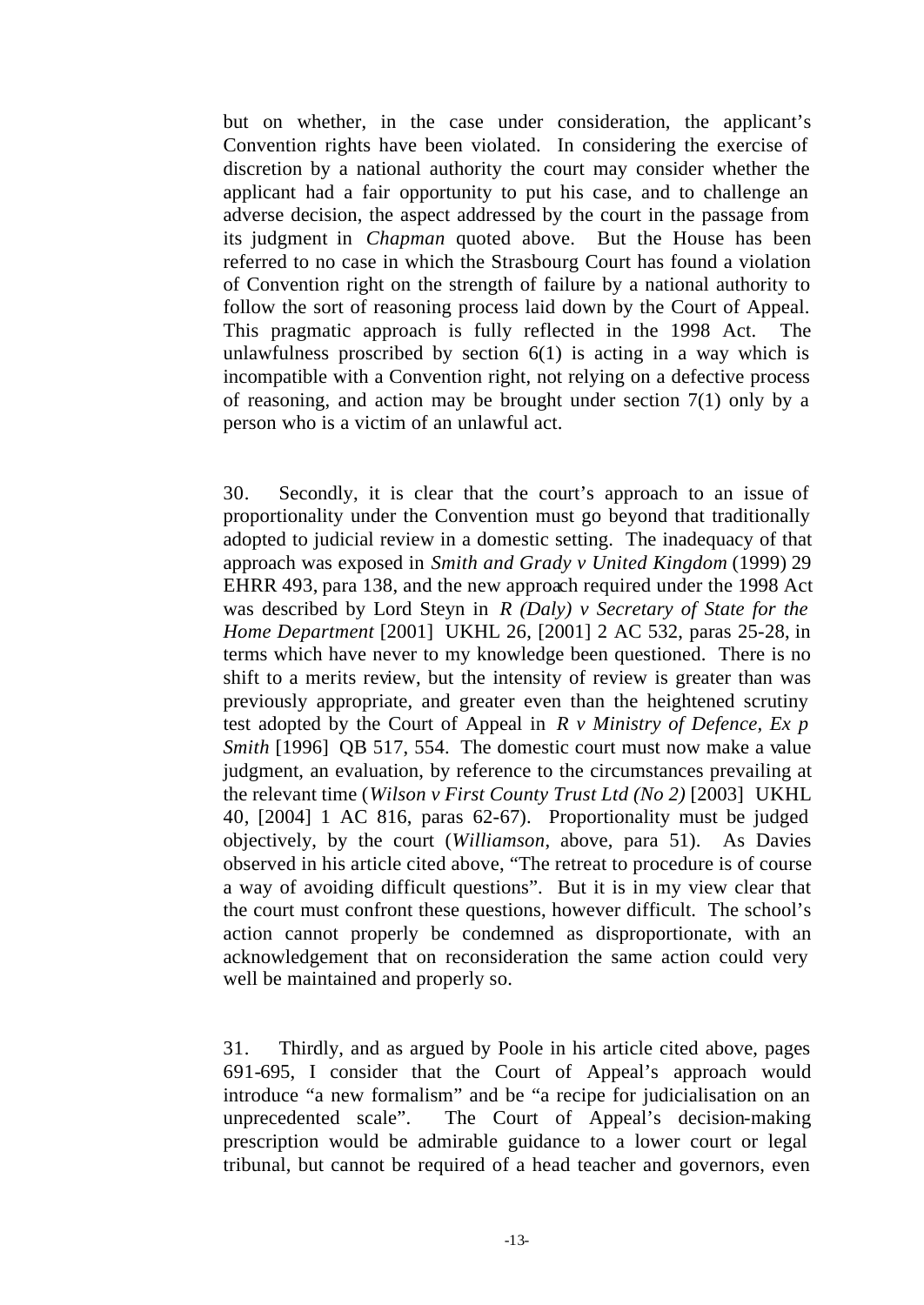but on whether, in the case under consideration, the applicant's Convention rights have been violated. In considering the exercise of discretion by a national authority the court may consider whether the applicant had a fair opportunity to put his case, and to challenge an adverse decision, the aspect addressed by the court in the passage from its judgment in *Chapman* quoted above. But the House has been referred to no case in which the Strasbourg Court has found a violation of Convention right on the strength of failure by a national authority to follow the sort of reasoning process laid down by the Court of Appeal. This pragmatic approach is fully reflected in the 1998 Act. The unlawfulness proscribed by section 6(1) is acting in a way which is incompatible with a Convention right, not relying on a defective process of reasoning, and action may be brought under section 7(1) only by a person who is a victim of an unlawful act.

30. Secondly, it is clear that the court's approach to an issue of proportionality under the Convention must go beyond that traditionally adopted to judicial review in a domestic setting. The inadequacy of that approach was exposed in *Smith and Grady v United Kingdom* (1999) 29 EHRR 493, para 138, and the new approach required under the 1998 Act was described by Lord Steyn in *R (Daly) v Secretary of State for the Home Department* [2001] UKHL 26, [2001] 2 AC 532, paras 25-28, in terms which have never to my knowledge been questioned. There is no shift to a merits review, but the intensity of review is greater than was previously appropriate, and greater even than the heightened scrutiny test adopted by the Court of Appeal in *R v Ministry of Defence, Ex p Smith* [1996] QB 517, 554. The domestic court must now make a value judgment, an evaluation, by reference to the circumstances prevailing at the relevant time (*Wilson v First County Trust Ltd (No 2)* [2003] UKHL 40, [2004] 1 AC 816, paras 62-67). Proportionality must be judged objectively, by the court (*Williamson*, above, para 51). As Davies observed in his article cited above, "The retreat to procedure is of course a way of avoiding difficult questions". But it is in my view clear that the court must confront these questions, however difficult. The school's action cannot properly be condemned as disproportionate, with an acknowledgement that on reconsideration the same action could very well be maintained and properly so.

31. Thirdly, and as argued by Poole in his article cited above, pages 691-695, I consider that the Court of Appeal's approach would introduce "a new formalism" and be "a recipe for judicialisation on an unprecedented scale". The Court of Appeal's decision-making prescription would be admirable guidance to a lower court or legal tribunal, but cannot be required of a head teacher and governors, even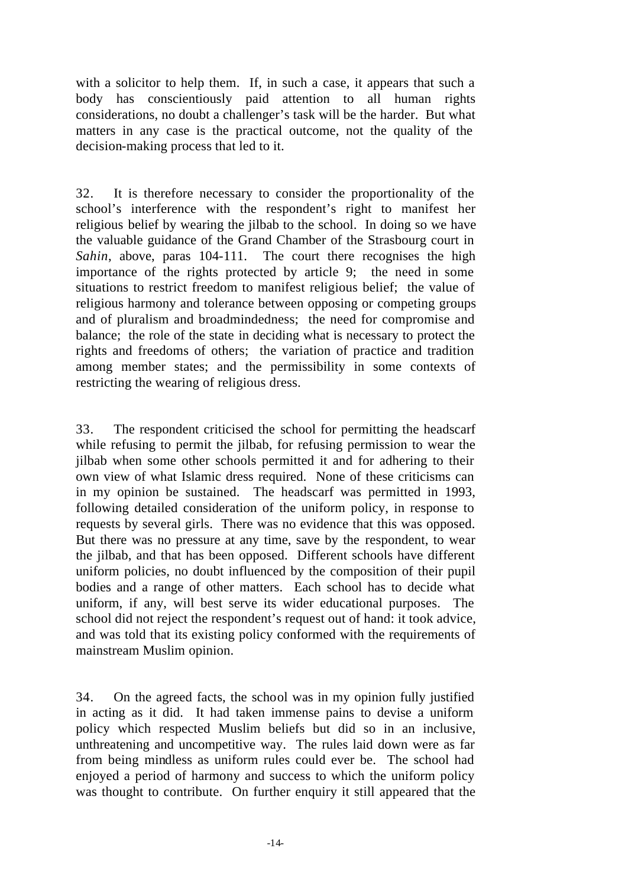with a solicitor to help them. If, in such a case, it appears that such a body has conscientiously paid attention to all human rights considerations, no doubt a challenger's task will be the harder. But what matters in any case is the practical outcome, not the quality of the decision-making process that led to it.

32. It is therefore necessary to consider the proportionality of the school's interference with the respondent's right to manifest her religious belief by wearing the jilbab to the school. In doing so we have the valuable guidance of the Grand Chamber of the Strasbourg court in *Sahin*, above, paras 104-111. The court there recognises the high importance of the rights protected by article 9; the need in some situations to restrict freedom to manifest religious belief; the value of religious harmony and tolerance between opposing or competing groups and of pluralism and broadmindedness; the need for compromise and balance; the role of the state in deciding what is necessary to protect the rights and freedoms of others; the variation of practice and tradition among member states; and the permissibility in some contexts of restricting the wearing of religious dress.

33. The respondent criticised the school for permitting the headscarf while refusing to permit the jilbab, for refusing permission to wear the jilbab when some other schools permitted it and for adhering to their own view of what Islamic dress required. None of these criticisms can in my opinion be sustained. The headscarf was permitted in 1993, following detailed consideration of the uniform policy, in response to requests by several girls. There was no evidence that this was opposed. But there was no pressure at any time, save by the respondent, to wear the jilbab, and that has been opposed. Different schools have different uniform policies, no doubt influenced by the composition of their pupil bodies and a range of other matters. Each school has to decide what uniform, if any, will best serve its wider educational purposes. The school did not reject the respondent's request out of hand: it took advice, and was told that its existing policy conformed with the requirements of mainstream Muslim opinion.

34. On the agreed facts, the school was in my opinion fully justified in acting as it did. It had taken immense pains to devise a uniform policy which respected Muslim beliefs but did so in an inclusive, unthreatening and uncompetitive way. The rules laid down were as far from being mindless as uniform rules could ever be. The school had enjoyed a period of harmony and success to which the uniform policy was thought to contribute. On further enquiry it still appeared that the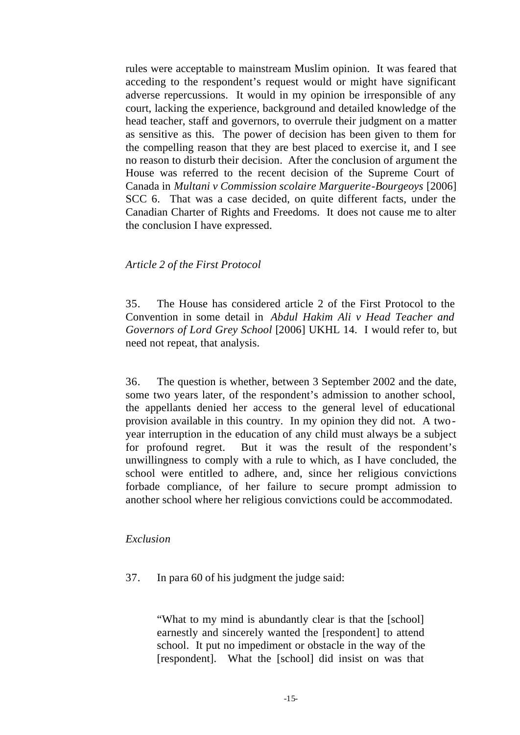rules were acceptable to mainstream Muslim opinion. It was feared that acceding to the respondent's request would or might have significant adverse repercussions. It would in my opinion be irresponsible of any court, lacking the experience, background and detailed knowledge of the head teacher, staff and governors, to overrule their judgment on a matter as sensitive as this. The power of decision has been given to them for the compelling reason that they are best placed to exercise it, and I see no reason to disturb their decision. After the conclusion of argument the House was referred to the recent decision of the Supreme Court of Canada in *Multani v Commission scolaire Marguerite-Bourgeoys* [2006] SCC 6. That was a case decided, on quite different facts, under the Canadian Charter of Rights and Freedoms. It does not cause me to alter the conclusion I have expressed.

*Article 2 of the First Protocol*

35. The House has considered article 2 of the First Protocol to the Convention in some detail in *Abdul Hakim Ali v Head Teacher and Governors of Lord Grey School* [2006] UKHL 14. I would refer to, but need not repeat, that analysis.

36. The question is whether, between 3 September 2002 and the date, some two years later, of the respondent's admission to another school, the appellants denied her access to the general level of educational provision available in this country. In my opinion they did not. A two-year interruption in the education of any child must always be a subject for profound regret. But it was the result of the respondent's unwillingness to comply with a rule to which, as I have concluded, the school were entitled to adhere, and, since her religious convictions forbade compliance, of her failure to secure prompt admission to another school where her religious convictions could be accommodated.

*Exclusion*

37. In para 60 of his judgment the judge said:

> "What to my mind is abundantly clear is that the [school] earnestly and sincerely wanted the [respondent] to attend school. It put no impediment or obstacle in the way of the [respondent]. What the [school] did insist on was that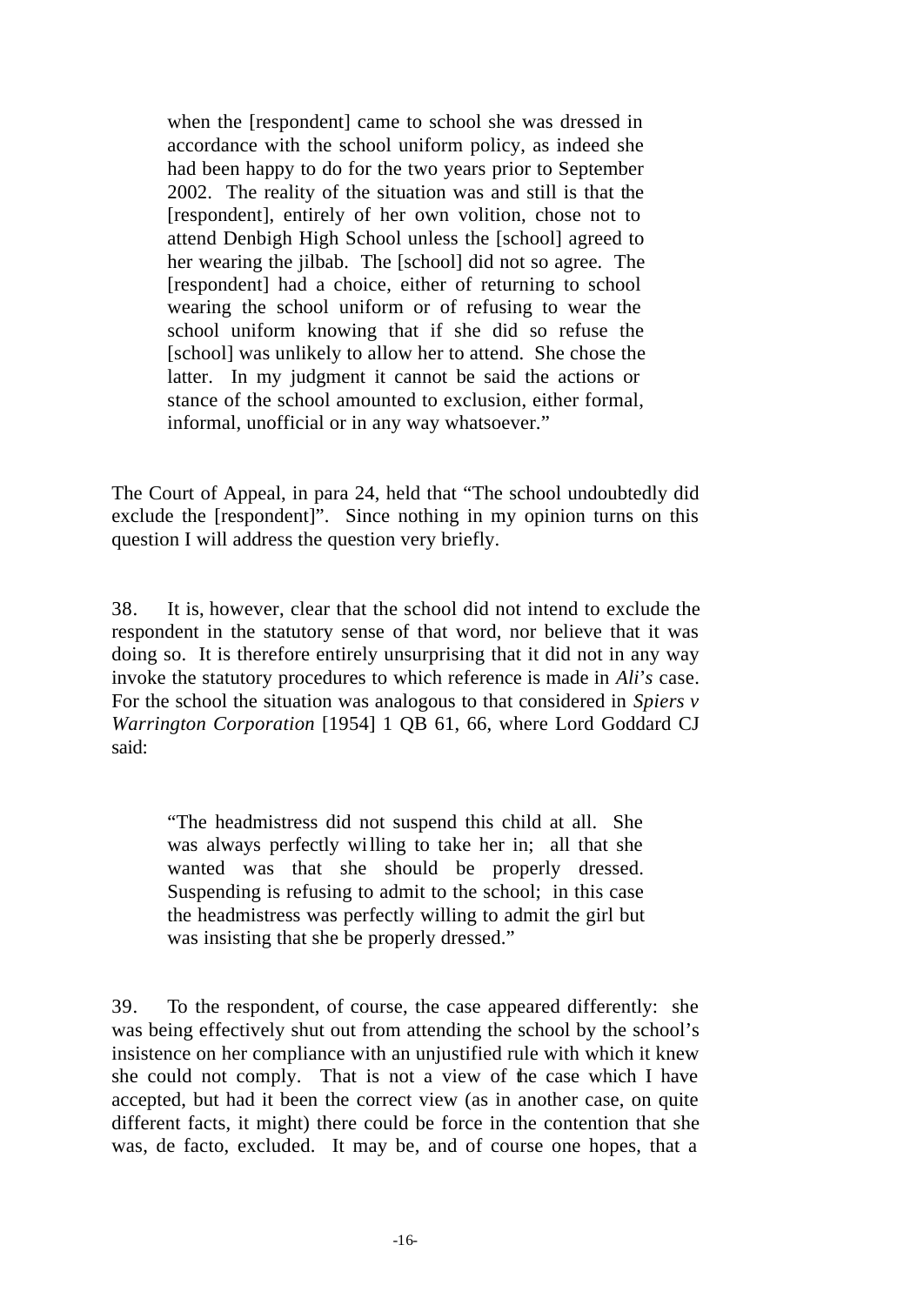> when the [respondent] came to school she was dressed in accordance with the school uniform policy, as indeed she had been happy to do for the two years prior to September 2002. The reality of the situation was and still is that the [respondent], entirely of her own volition, chose not to attend Denbigh High School unless the [school] agreed to her wearing the jilbab. The [school] did not so agree. The [respondent] had a choice, either of returning to school wearing the school uniform or of refusing to wear the school uniform knowing that if she did so refuse the [school] was unlikely to allow her to attend. She chose the latter. In my judgment it cannot be said the actions or stance of the school amounted to exclusion, either formal, informal, unofficial or in any way whatsoever."

The Court of Appeal, in para 24, held that "The school undoubtedly did exclude the [respondent]". Since nothing in my opinion turns on this question I will address the question very briefly.

38. It is, however, clear that the school did not intend to exclude the respondent in the statutory sense of that word, nor believe that it was doing so. It is therefore entirely unsurprising that it did not in any way invoke the statutory procedures to which reference is made in *Ali's* case. For the school the situation was analogous to that considered in *Spiers v Warrington Corporation* [1954] 1 QB 61, 66, where Lord Goddard CJ said:

> "The headmistress did not suspend this child at all. She was always perfectly willing to take her in; all that she wanted was that she should be properly dressed. Suspending is refusing to admit to the school; in this case the headmistress was perfectly willing to admit the girl but was insisting that she be properly dressed."

39. To the respondent, of course, the case appeared differently: she was being effectively shut out from attending the school by the school's insistence on her compliance with an unjustified rule with which it knew she could not comply. That is not a view of the case which I have accepted, but had it been the correct view (as in another case, on quite different facts, it might) there could be force in the contention that she was, de facto, excluded. It may be, and of course one hopes, that a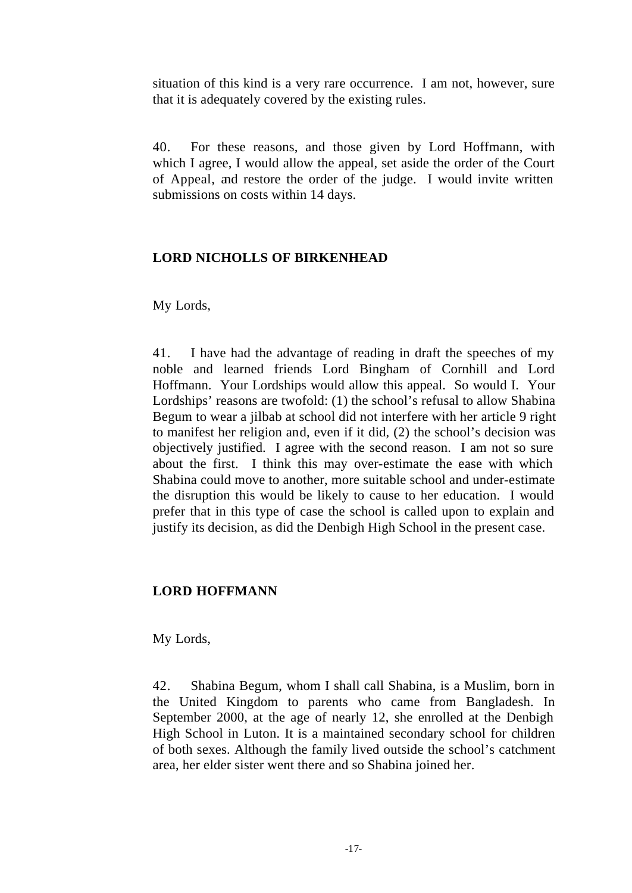situation of this kind is a very rare occurrence. I am not, however, sure that it is adequately covered by the existing rules.

40. For these reasons, and those given by Lord Hoffmann, with which I agree, I would allow the appeal, set aside the order of the Court of Appeal, and restore the order of the judge. I would invite written submissions on costs within 14 days.

## LORD NICHOLLS OF BIRKENHEAD

My Lords,

41. I have had the advantage of reading in draft the speeches of my noble and learned friends Lord Bingham of Cornhill and Lord Hoffmann. Your Lordships would allow this appeal. So would I. Your Lordships' reasons are twofold: (1) the school's refusal to allow Shabina Begum to wear a jilbab at school did not interfere with her article 9 right to manifest her religion and, even if it did, (2) the school's decision was objectively justified. I agree with the second reason. I am not so sure about the first. I think this may over-estimate the ease with which Shabina could move to another, more suitable school and under-estimate the disruption this would be likely to cause to her education. I would prefer that in this type of case the school is called upon to explain and justify its decision, as did the Denbigh High School in the present case.

## LORD HOFFMANN

My Lords,

42. Shabina Begum, whom I shall call Shabina, is a Muslim, born in the United Kingdom to parents who came from Bangladesh. In September 2000, at the age of nearly 12, she enrolled at the Denbigh High School in Luton. It is a maintained secondary school for children of both sexes. Although the family lived outside the school's catchment area, her elder sister went there and so Shabina joined her.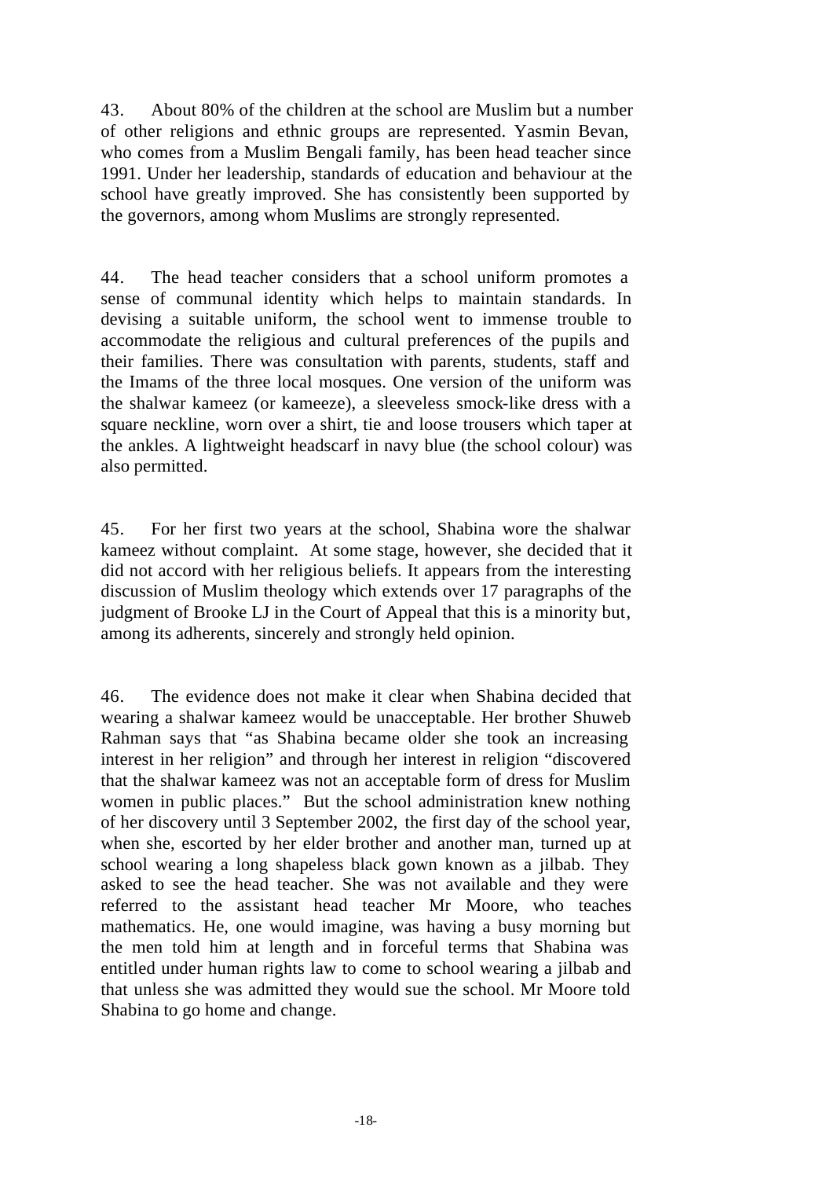43. About 80% of the children at the school are Muslim but a number of other religions and ethnic groups are represented. Yasmin Bevan, who comes from a Muslim Bengali family, has been head teacher since 1991. Under her leadership, standards of education and behaviour at the school have greatly improved. She has consistently been supported by the governors, among whom Muslims are strongly represented.

44. The head teacher considers that a school uniform promotes a sense of communal identity which helps to maintain standards. In devising a suitable uniform, the school went to immense trouble to accommodate the religious and cultural preferences of the pupils and their families. There was consultation with parents, students, staff and the Imams of the three local mosques. One version of the uniform was the shalwar kameez (or kameeze), a sleeveless smock-like dress with a square neckline, worn over a shirt, tie and loose trousers which taper at the ankles. A lightweight headscarf in navy blue (the school colour) was also permitted.

45. For her first two years at the school, Shabina wore the shalwar kameez without complaint. At some stage, however, she decided that it did not accord with her religious beliefs. It appears from the interesting discussion of Muslim theology which extends over 17 paragraphs of the judgment of Brooke LJ in the Court of Appeal that this is a minority but, among its adherents, sincerely and strongly held opinion.

46. The evidence does not make it clear when Shabina decided that wearing a shalwar kameez would be unacceptable. Her brother Shuweb Rahman says that "as Shabina became older she took an increasing interest in her religion" and through her interest in religion "discovered that the shalwar kameez was not an acceptable form of dress for Muslim women in public places." But the school administration knew nothing of her discovery until 3 September 2002, the first day of the school year, when she, escorted by her elder brother and another man, turned up at school wearing a long shapeless black gown known as a jilbab. They asked to see the head teacher. She was not available and they were referred to the assistant head teacher Mr Moore, who teaches mathematics. He, one would imagine, was having a busy morning but the men told him at length and in forceful terms that Shabina was entitled under human rights law to come to school wearing a jilbab and that unless she was admitted they would sue the school. Mr Moore told Shabina to go home and change.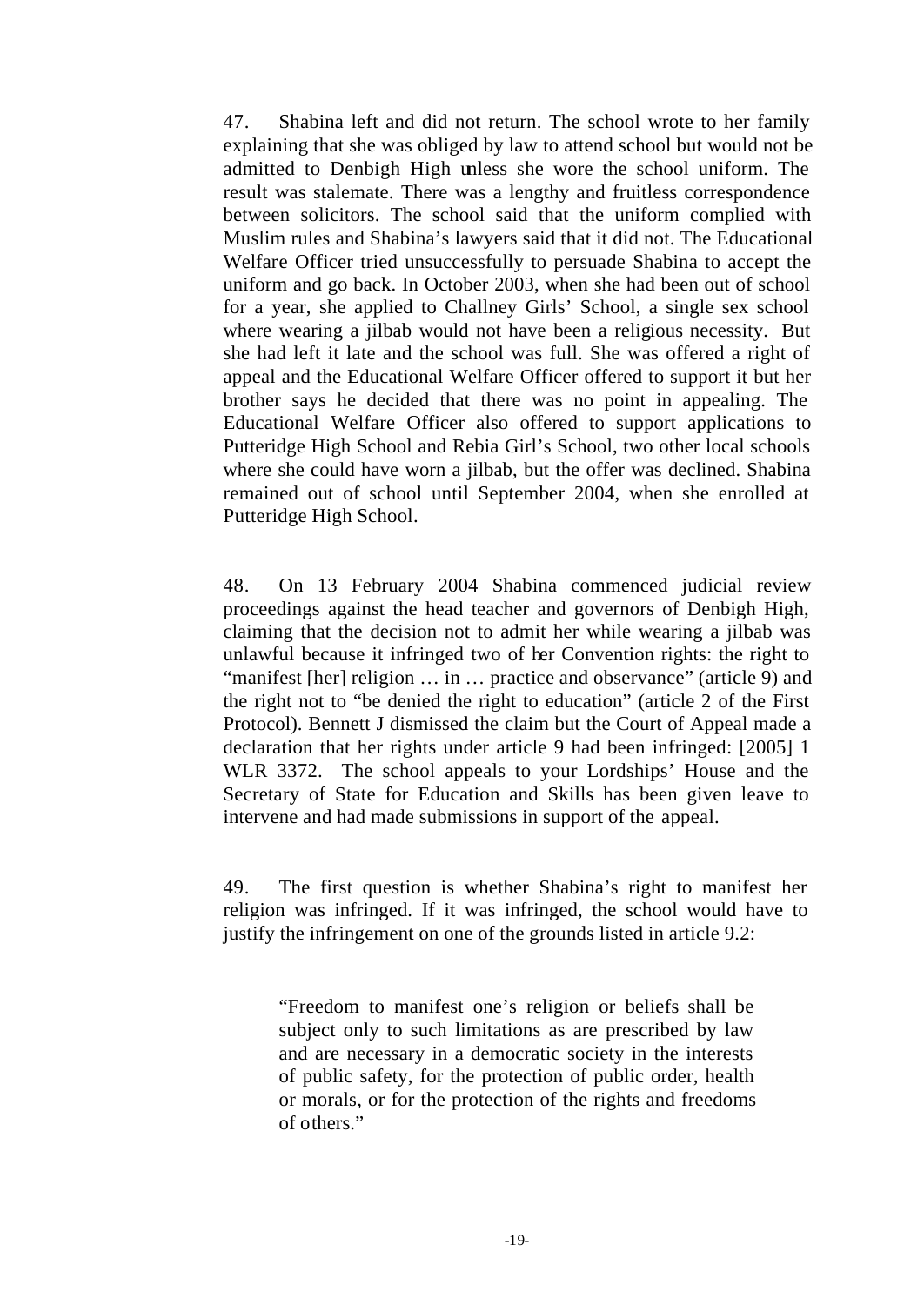47. Shabina left and did not return. The school wrote to her family explaining that she was obliged by law to attend school but would not be admitted to Denbigh High unless she wore the school uniform. The result was stalemate. There was a lengthy and fruitless correspondence between solicitors. The school said that the uniform complied with Muslim rules and Shabina's lawyers said that it did not. The Educational Welfare Officer tried unsuccessfully to persuade Shabina to accept the uniform and go back. In October 2003, when she had been out of school for a year, she applied to Challney Girls' School, a single sex school where wearing a jilbab would not have been a religious necessity. But she had left it late and the school was full. She was offered a right of appeal and the Educational Welfare Officer offered to support it but her brother says he decided that there was no point in appealing. The Educational Welfare Officer also offered to support applications to Putteridge High School and Rebia Girl's School, two other local schools where she could have worn a jilbab, but the offer was declined. Shabina remained out of school until September 2004, when she enrolled at Putteridge High School.

48. On 13 February 2004 Shabina commenced judicial review proceedings against the head teacher and governors of Denbigh High, claiming that the decision not to admit her while wearing a jilbab was unlawful because it infringed two of her Convention rights: the right to "manifest [her] religion … in … practice and observance" (article 9) and the right not to "be denied the right to education" (article 2 of the First Protocol). Bennett J dismissed the claim but the Court of Appeal made a declaration that her rights under article 9 had been infringed: [2005] 1 WLR 3372. The school appeals to your Lordships' House and the Secretary of State for Education and Skills has been given leave to intervene and had made submissions in support of the appeal.

49. The first question is whether Shabina's right to manifest her religion was infringed. If it was infringed, the school would have to justify the infringement on one of the grounds listed in article 9.2:

> "Freedom to manifest one's religion or beliefs shall be subject only to such limitations as are prescribed by law and are necessary in a democratic society in the interests of public safety, for the protection of public order, health or morals, or for the protection of the rights and freedoms of others."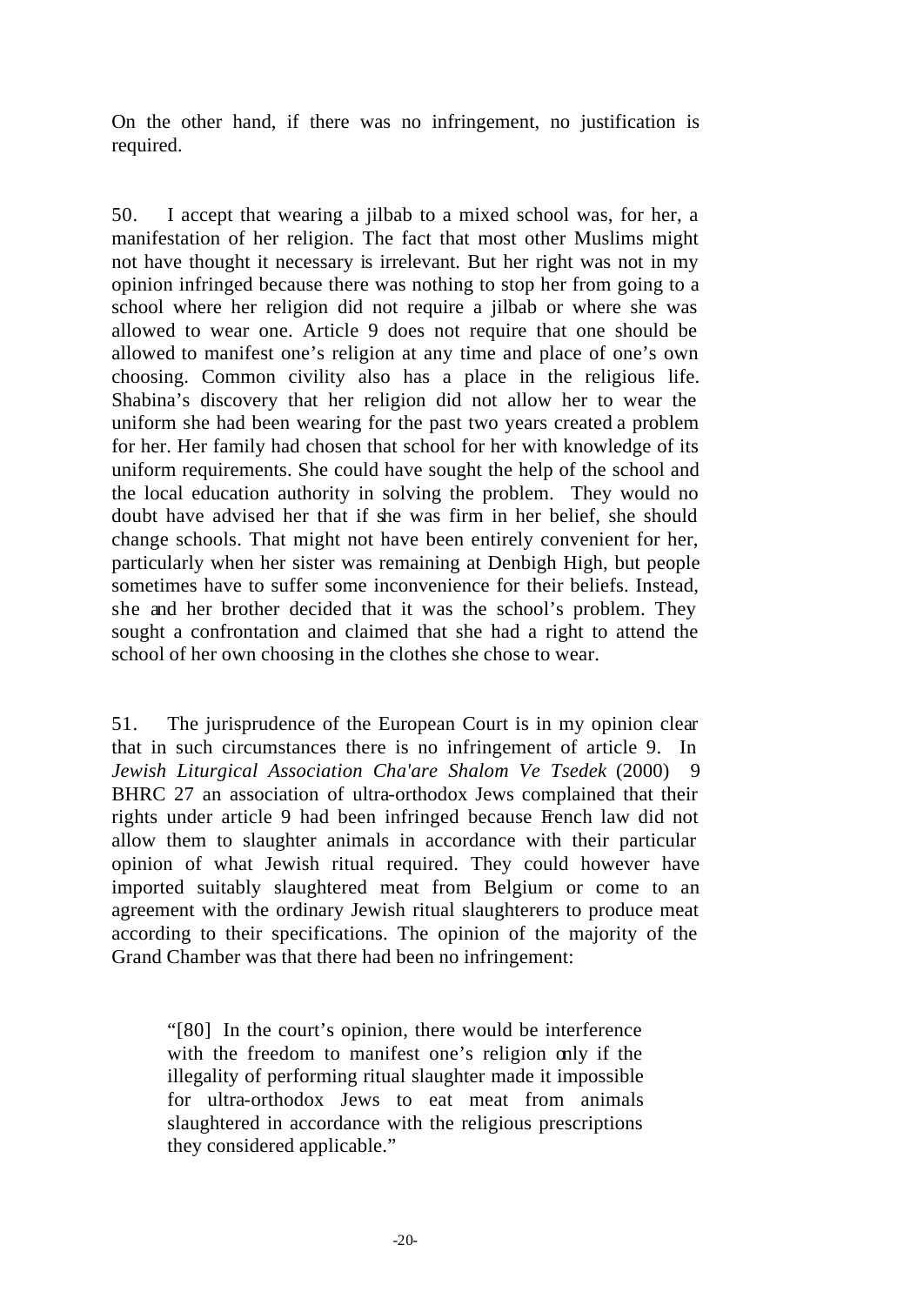On the other hand, if there was no infringement, no justification is required.

50. I accept that wearing a jilbab to a mixed school was, for her, a manifestation of her religion. The fact that most other Muslims might not have thought it necessary is irrelevant. But her right was not in my opinion infringed because there was nothing to stop her from going to a school where her religion did not require a jilbab or where she was allowed to wear one. Article 9 does not require that one should be allowed to manifest one's religion at any time and place of one's own choosing. Common civility also has a place in the religious life. Shabina's discovery that her religion did not allow her to wear the uniform she had been wearing for the past two years created a problem for her. Her family had chosen that school for her with knowledge of its uniform requirements. She could have sought the help of the school and the local education authority in solving the problem. They would no doubt have advised her that if she was firm in her belief, she should change schools. That might not have been entirely convenient for her, particularly when her sister was remaining at Denbigh High, but people sometimes have to suffer some inconvenience for their beliefs. Instead, she and her brother decided that it was the school's problem. They sought a confrontation and claimed that she had a right to attend the school of her own choosing in the clothes she chose to wear.

51. The jurisprudence of the European Court is in my opinion clear that in such circumstances there is no infringement of article 9. In *Jewish Liturgical Association Cha'are Shalom Ve Tsedek* (2000) 9 BHRC 27 an association of ultra-orthodox Jews complained that their rights under article 9 had been infringed because French law did not allow them to slaughter animals in accordance with their particular opinion of what Jewish ritual required. They could however have imported suitably slaughtered meat from Belgium or come to an agreement with the ordinary Jewish ritual slaughterers to produce meat according to their specifications. The opinion of the majority of the Grand Chamber was that there had been no infringement:

> "[80] In the court's opinion, there would be interference with the freedom to manifest one's religion only if the illegality of performing ritual slaughter made it impossible for ultra-orthodox Jews to eat meat from animals slaughtered in accordance with the religious prescriptions they considered applicable."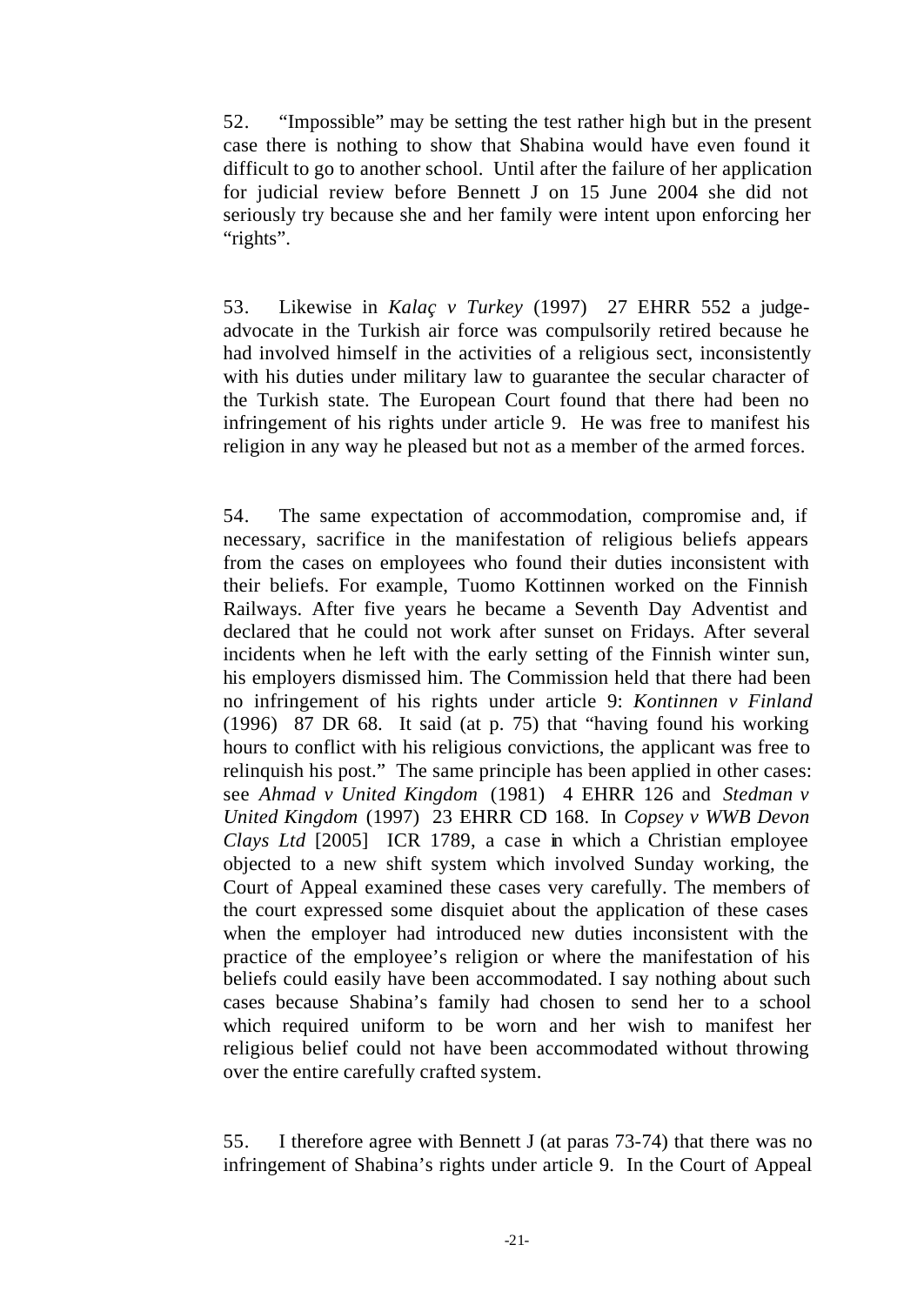52. "Impossible" may be setting the test rather high but in the present case there is nothing to show that Shabina would have even found it difficult to go to another school. Until after the failure of her application for judicial review before Bennett J on 15 June 2004 she did not seriously try because she and her family were intent upon enforcing her "rights".

53. Likewise in *Kalaç v Turkey* (1997) 27 EHRR 552 a judge-advocate in the Turkish air force was compulsorily retired because he had involved himself in the activities of a religious sect, inconsistently with his duties under military law to guarantee the secular character of the Turkish state. The European Court found that there had been no infringement of his rights under article 9. He was free to manifest his religion in any way he pleased but not as a member of the armed forces.

54. The same expectation of accommodation, compromise and, if necessary, sacrifice in the manifestation of religious beliefs appears from the cases on employees who found their duties inconsistent with their beliefs. For example, Tuomo Kottinnen worked on the Finnish Railways. After five years he became a Seventh Day Adventist and declared that he could not work after sunset on Fridays. After several incidents when he left with the early setting of the Finnish winter sun, his employers dismissed him. The Commission held that there had been no infringement of his rights under article 9: *Kontinnen v Finland* (1996) 87 DR 68. It said (at p. 75) that "having found his working hours to conflict with his religious convictions, the applicant was free to relinquish his post." The same principle has been applied in other cases: see *Ahmad v United Kingdom* (1981) 4 EHRR 126 and *Stedman v United Kingdom* (1997) 23 EHRR CD 168. In *Copsey v WWB Devon Clays Ltd* [2005] ICR 1789, a case in which a Christian employee objected to a new shift system which involved Sunday working, the Court of Appeal examined these cases very carefully. The members of the court expressed some disquiet about the application of these cases when the employer had introduced new duties inconsistent with the practice of the employee's religion or where the manifestation of his beliefs could easily have been accommodated. I say nothing about such cases because Shabina's family had chosen to send her to a school which required uniform to be worn and her wish to manifest her religious belief could not have been accommodated without throwing over the entire carefully crafted system.

55. I therefore agree with Bennett J (at paras 73-74) that there was no infringement of Shabina's rights under article 9. In the Court of Appeal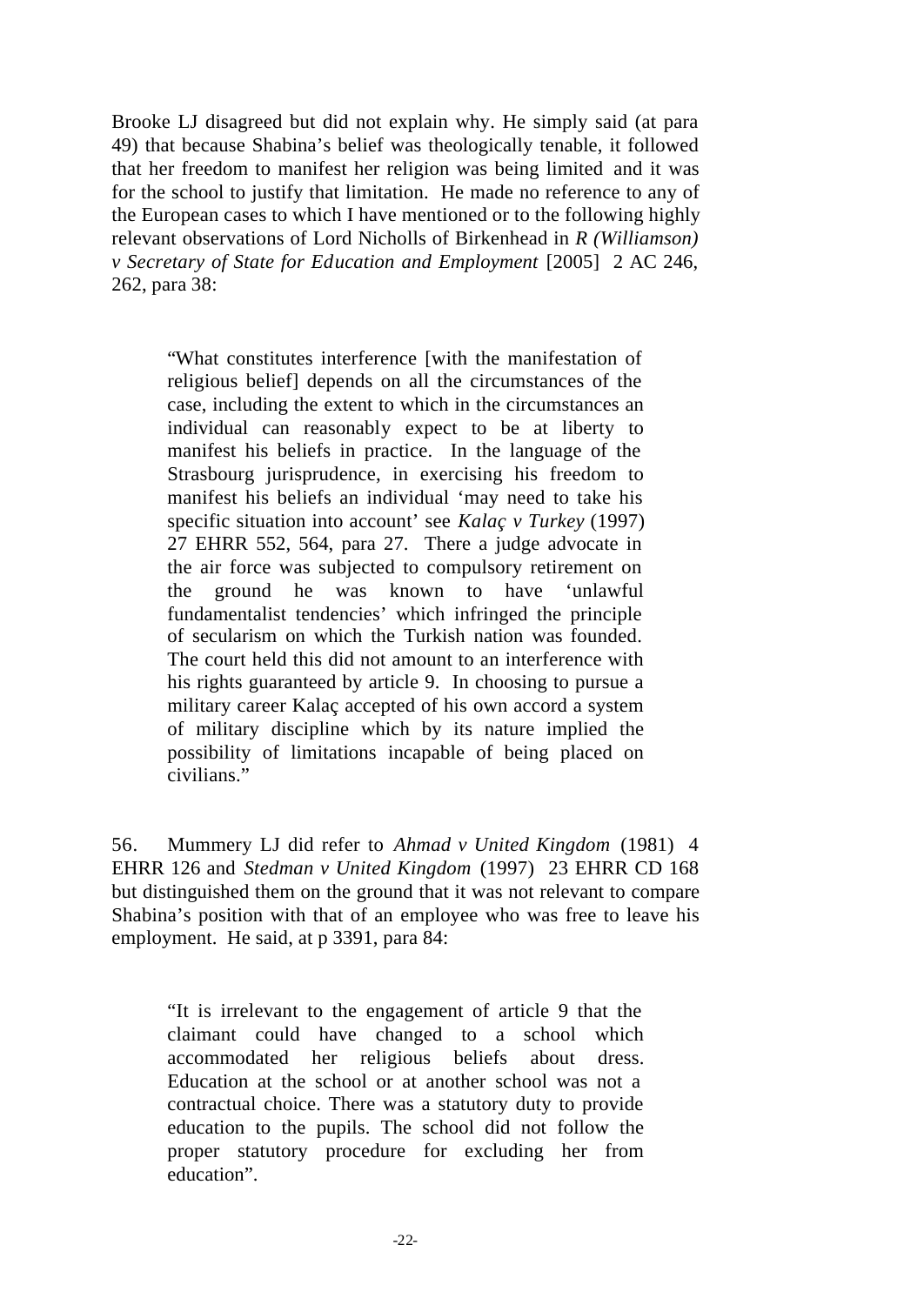Brooke LJ disagreed but did not explain why. He simply said (at para 49) that because Shabina's belief was theologically tenable, it followed that her freedom to manifest her religion was being limited and it was for the school to justify that limitation. He made no reference to any of the European cases to which I have mentioned or to the following highly relevant observations of Lord Nicholls of Birkenhead in *R (Williamson) v Secretary of State for Education and Employment* [2005] 2 AC 246, 262, para 38:

> "What constitutes interference [with the manifestation of religious belief] depends on all the circumstances of the case, including the extent to which in the circumstances an individual can reasonably expect to be at liberty to manifest his beliefs in practice. In the language of the Strasbourg jurisprudence, in exercising his freedom to manifest his beliefs an individual 'may need to take his specific situation into account' see *Kalaç v Turkey* (1997) 27 EHRR 552, 564, para 27. There a judge advocate in the air force was subjected to compulsory retirement on the ground he was known to have 'unlawful fundamentalist tendencies' which infringed the principle of secularism on which the Turkish nation was founded. The court held this did not amount to an interference with his rights guaranteed by article 9. In choosing to pursue a military career Kalaç accepted of his own accord a system of military discipline which by its nature implied the possibility of limitations incapable of being placed on civilians."

56. Mummery LJ did refer to *Ahmad v United Kingdom* (1981) 4 EHRR 126 and *Stedman v United Kingdom* (1997) 23 EHRR CD 168 but distinguished them on the ground that it was not relevant to compare Shabina's position with that of an employee who was free to leave his employment. He said, at p 3391, para 84:

> "It is irrelevant to the engagement of article 9 that the claimant could have changed to a school which accommodated her religious beliefs about dress. Education at the school or at another school was not a contractual choice. There was a statutory duty to provide education to the pupils. The school did not follow the proper statutory procedure for excluding her from education".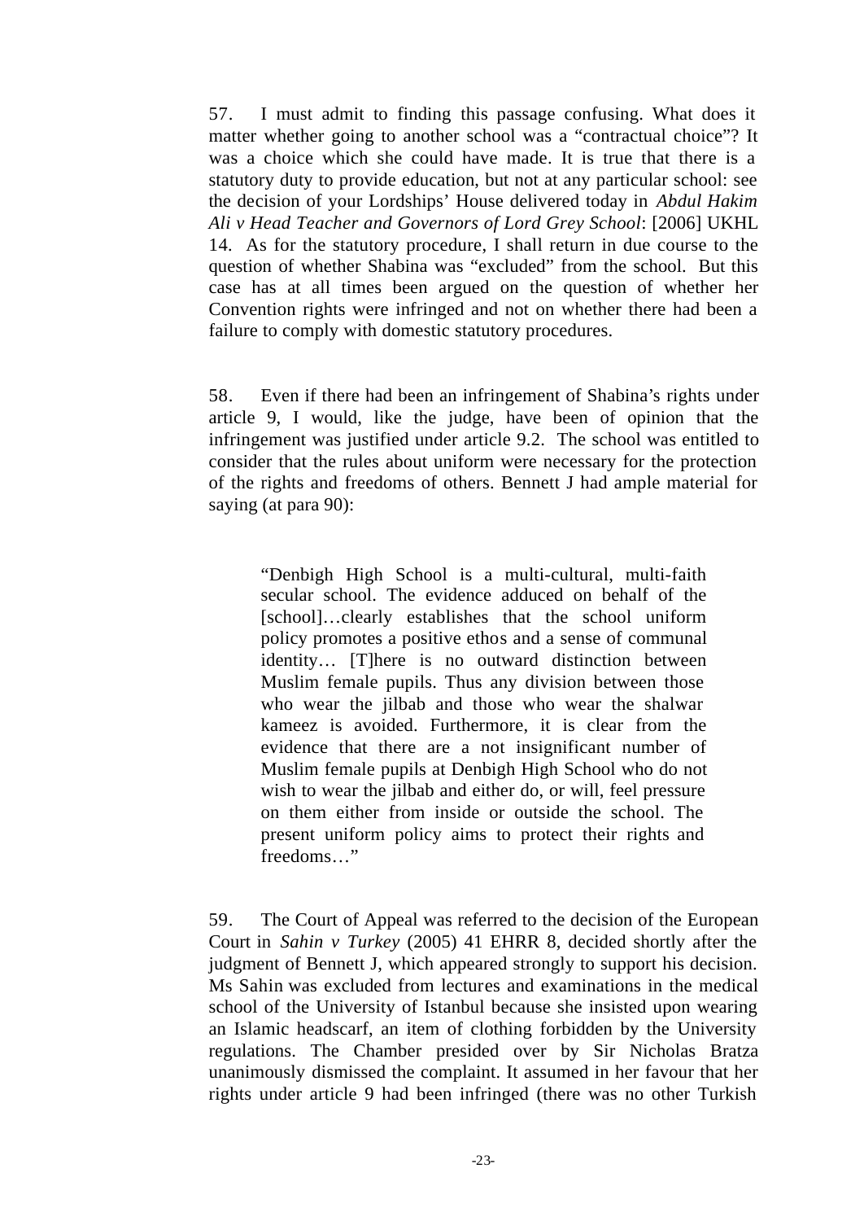57. I must admit to finding this passage confusing. What does it matter whether going to another school was a "contractual choice"? It was a choice which she could have made. It is true that there is a statutory duty to provide education, but not at any particular school: see the decision of your Lordships' House delivered today in *Abdul Hakim Ali v Head Teacher and Governors of Lord Grey School*: [2006] UKHL 14. As for the statutory procedure, I shall return in due course to the question of whether Shabina was "excluded" from the school. But this case has at all times been argued on the question of whether her Convention rights were infringed and not on whether there had been a failure to comply with domestic statutory procedures.

58. Even if there had been an infringement of Shabina's rights under article 9, I would, like the judge, have been of opinion that the infringement was justified under article 9.2. The school was entitled to consider that the rules about uniform were necessary for the protection of the rights and freedoms of others. Bennett J had ample material for saying (at para 90):

> "Denbigh High School is a multi-cultural, multi-faith secular school. The evidence adduced on behalf of the [school]…clearly establishes that the school uniform policy promotes a positive ethos and a sense of communal identity… [T]here is no outward distinction between Muslim female pupils. Thus any division between those who wear the jilbab and those who wear the shalwar kameez is avoided. Furthermore, it is clear from the evidence that there are a not insignificant number of Muslim female pupils at Denbigh High School who do not wish to wear the jilbab and either do, or will, feel pressure on them either from inside or outside the school. The present uniform policy aims to protect their rights and freedoms…"

59. The Court of Appeal was referred to the decision of the European Court in *Sahin v Turkey* (2005) 41 EHRR 8, decided shortly after the judgment of Bennett J, which appeared strongly to support his decision. Ms Sahin was excluded from lectures and examinations in the medical school of the University of Istanbul because she insisted upon wearing an Islamic headscarf, an item of clothing forbidden by the University regulations. The Chamber presided over by Sir Nicholas Bratza unanimously dismissed the complaint. It assumed in her favour that her rights under article 9 had been infringed (there was no other Turkish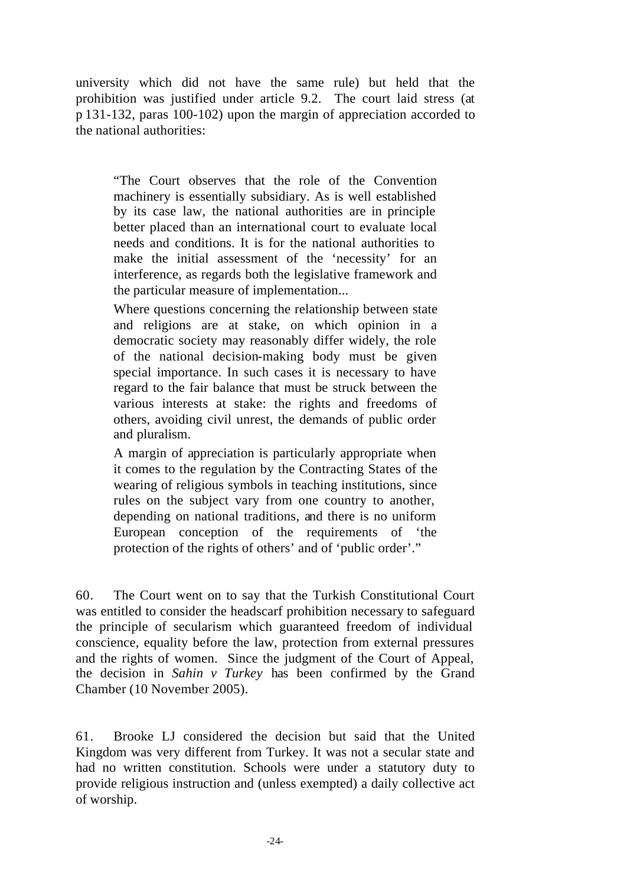university which did not have the same rule) but held that the prohibition was justified under article 9.2. The court laid stress (at p 131-132, paras 100-102) upon the margin of appreciation accorded to the national authorities:

> "The Court observes that the role of the Convention machinery is essentially subsidiary. As is well established by its case law, the national authorities are in principle better placed than an international court to evaluate local needs and conditions. It is for the national authorities to make the initial assessment of the 'necessity' for an interference, as regards both the legislative framework and the particular measure of implementation...
>
> Where questions concerning the relationship between state and religions are at stake, on which opinion in a democratic society may reasonably differ widely, the role of the national decision-making body must be given special importance. In such cases it is necessary to have regard to the fair balance that must be struck between the various interests at stake: the rights and freedoms of others, avoiding civil unrest, the demands of public order and pluralism.
>
> A margin of appreciation is particularly appropriate when it comes to the regulation by the Contracting States of the wearing of religious symbols in teaching institutions, since rules on the subject vary from one country to another, depending on national traditions, and there is no uniform European conception of the requirements of 'the protection of the rights of others' and of 'public order'."

60. The Court went on to say that the Turkish Constitutional Court was entitled to consider the headscarf prohibition necessary to safeguard the principle of secularism which guaranteed freedom of individual conscience, equality before the law, protection from external pressures and the rights of women. Since the judgment of the Court of Appeal, the decision in *Sahin v Turkey* has been confirmed by the Grand Chamber (10 November 2005).

61. Brooke LJ considered the decision but said that the United Kingdom was very different from Turkey. It was not a secular state and had no written constitution. Schools were under a statutory duty to provide religious instruction and (unless exempted) a daily collective act of worship.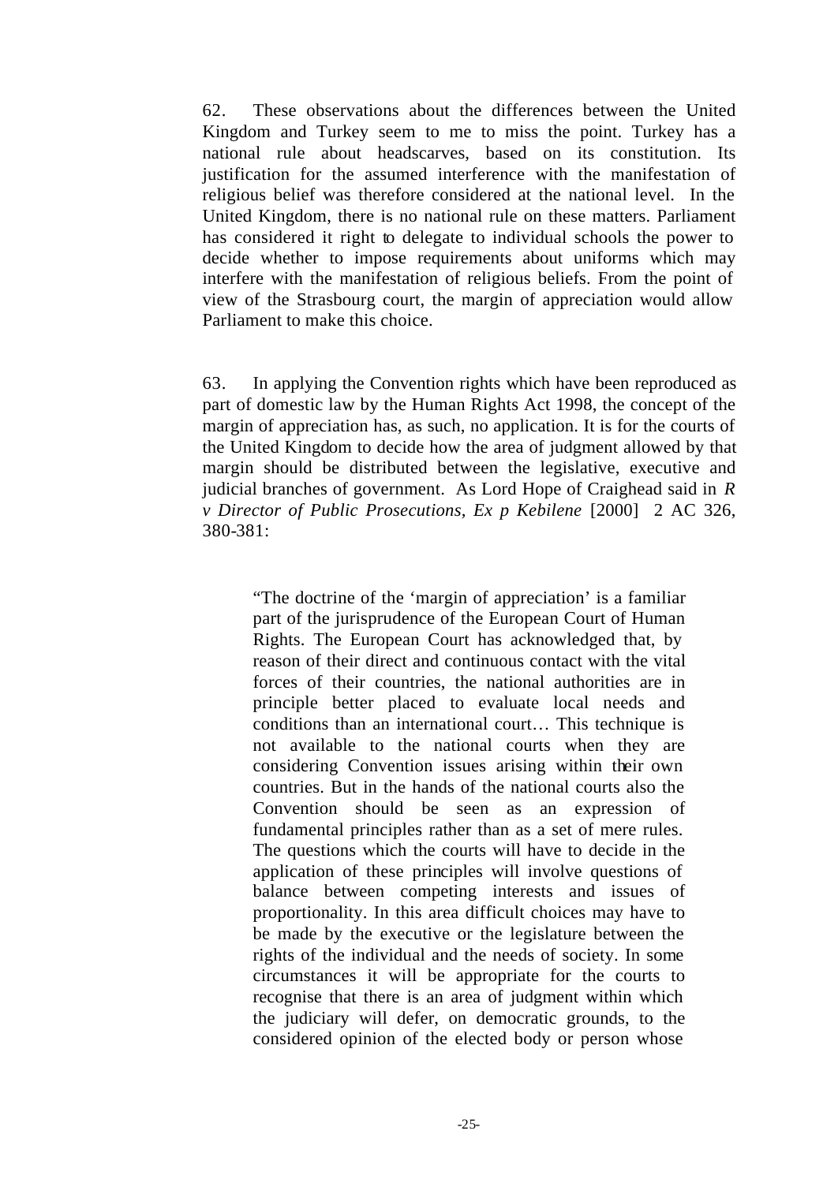62. These observations about the differences between the United Kingdom and Turkey seem to me to miss the point. Turkey has a national rule about headscarves, based on its constitution. Its justification for the assumed interference with the manifestation of religious belief was therefore considered at the national level. In the United Kingdom, there is no national rule on these matters. Parliament has considered it right to delegate to individual schools the power to decide whether to impose requirements about uniforms which may interfere with the manifestation of religious beliefs. From the point of view of the Strasbourg court, the margin of appreciation would allow Parliament to make this choice.

63. In applying the Convention rights which have been reproduced as part of domestic law by the Human Rights Act 1998, the concept of the margin of appreciation has, as such, no application. It is for the courts of the United Kingdom to decide how the area of judgment allowed by that margin should be distributed between the legislative, executive and judicial branches of government. As Lord Hope of Craighead said in *R v Director of Public Prosecutions, Ex p Kebilene* [2000] 2 AC 326, 380-381:

> "The doctrine of the 'margin of appreciation' is a familiar part of the jurisprudence of the European Court of Human Rights. The European Court has acknowledged that, by reason of their direct and continuous contact with the vital forces of their countries, the national authorities are in principle better placed to evaluate local needs and conditions than an international court… This technique is not available to the national courts when they are considering Convention issues arising within their own countries. But in the hands of the national courts also the Convention should be seen as an expression of fundamental principles rather than as a set of mere rules. The questions which the courts will have to decide in the application of these principles will involve questions of balance between competing interests and issues of proportionality. In this area difficult choices may have to be made by the executive or the legislature between the rights of the individual and the needs of society. In some circumstances it will be appropriate for the courts to recognise that there is an area of judgment within which the judiciary will defer, on democratic grounds, to the considered opinion of the elected body or person whose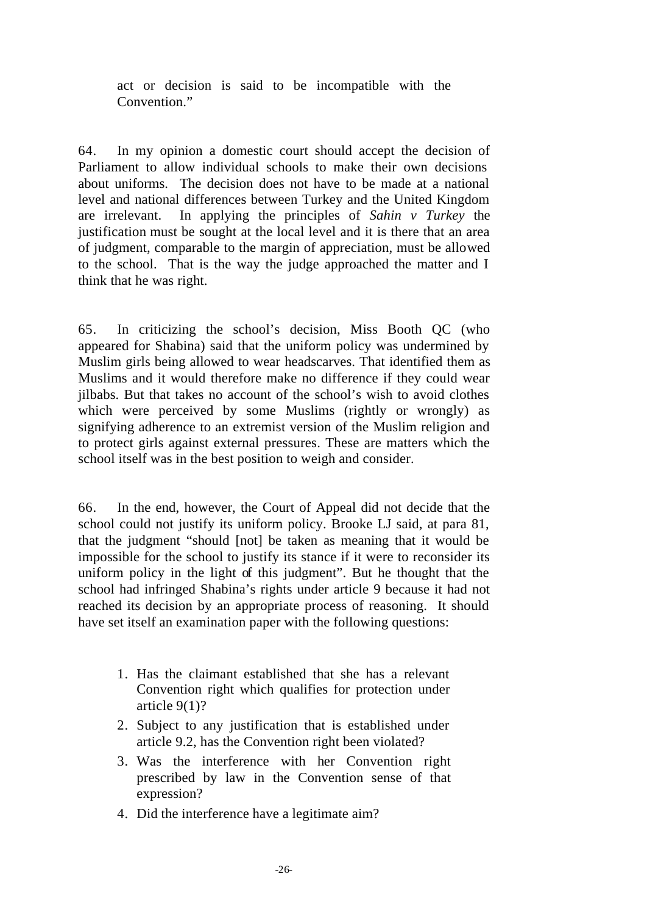act or decision is said to be incompatible with the Convention."

64. In my opinion a domestic court should accept the decision of Parliament to allow individual schools to make their own decisions about uniforms. The decision does not have to be made at a national level and national differences between Turkey and the United Kingdom are irrelevant. In applying the principles of *Sahin v Turkey* the justification must be sought at the local level and it is there that an area of judgment, comparable to the margin of appreciation, must be allowed to the school. That is the way the judge approached the matter and I think that he was right.

65. In criticizing the school's decision, Miss Booth QC (who appeared for Shabina) said that the uniform policy was undermined by Muslim girls being allowed to wear headscarves. That identified them as Muslims and it would therefore make no difference if they could wear jilbabs. But that takes no account of the school's wish to avoid clothes which were perceived by some Muslims (rightly or wrongly) as signifying adherence to an extremist version of the Muslim religion and to protect girls against external pressures. These are matters which the school itself was in the best position to weigh and consider.

66. In the end, however, the Court of Appeal did not decide that the school could not justify its uniform policy. Brooke LJ said, at para 81, that the judgment "should [not] be taken as meaning that it would be impossible for the school to justify its stance if it were to reconsider its uniform policy in the light of this judgment". But he thought that the school had infringed Shabina's rights under article 9 because it had not reached its decision by an appropriate process of reasoning. It should have set itself an examination paper with the following questions:

1. Has the claimant established that she has a relevant Convention right which qualifies for protection under article 9(1)?
2. Subject to any justification that is established under article 9.2, has the Convention right been violated?
3. Was the interference with her Convention right prescribed by law in the Convention sense of that expression?
4. Did the interference have a legitimate aim?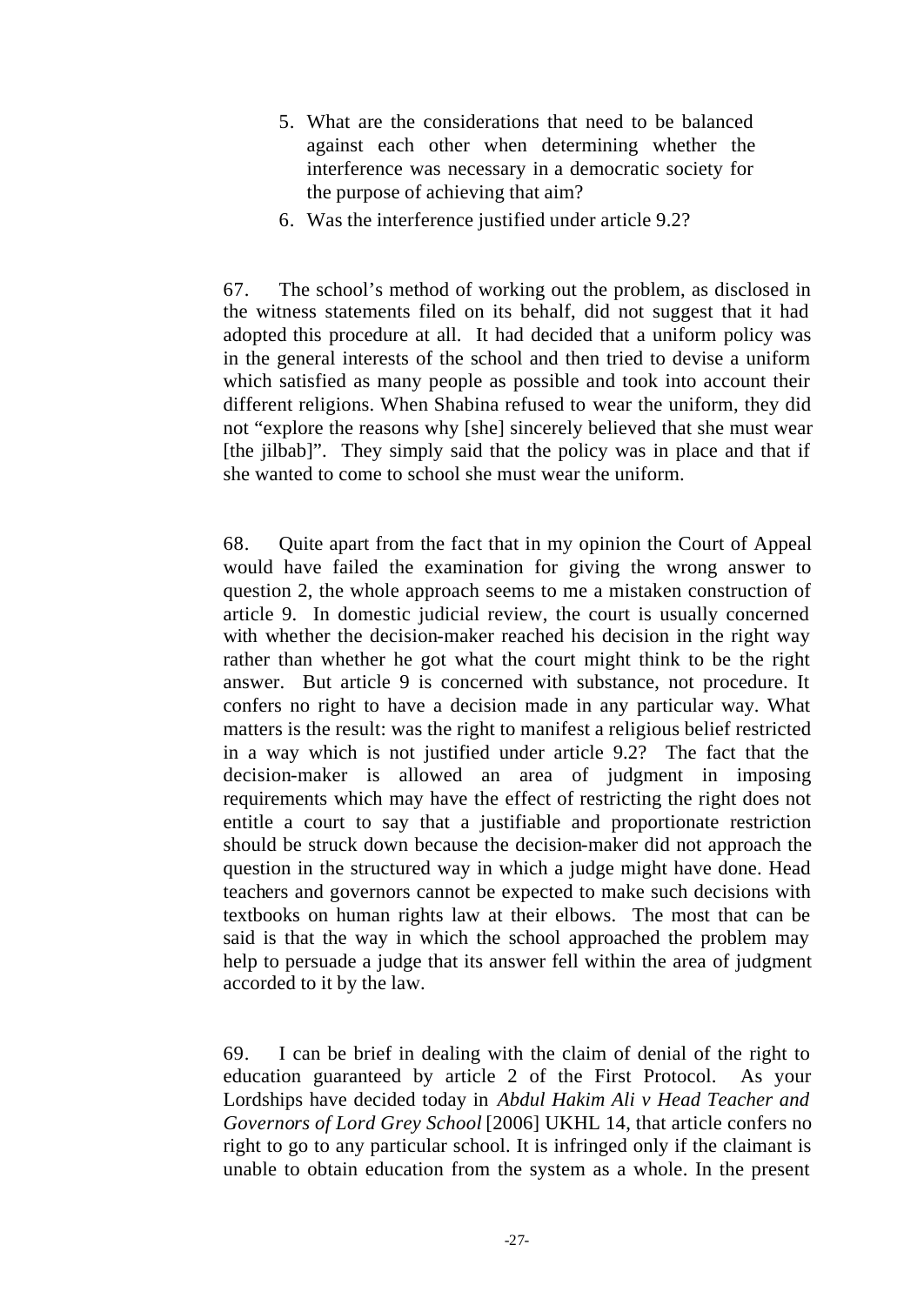5. What are the considerations that need to be balanced against each other when determining whether the interference was necessary in a democratic society for the purpose of achieving that aim?
6. Was the interference justified under article 9.2?

67. The school's method of working out the problem, as disclosed in the witness statements filed on its behalf, did not suggest that it had adopted this procedure at all. It had decided that a uniform policy was in the general interests of the school and then tried to devise a uniform which satisfied as many people as possible and took into account their different religions. When Shabina refused to wear the uniform, they did not "explore the reasons why [she] sincerely believed that she must wear [the jilbab]". They simply said that the policy was in place and that if she wanted to come to school she must wear the uniform.

68. Quite apart from the fact that in my opinion the Court of Appeal would have failed the examination for giving the wrong answer to question 2, the whole approach seems to me a mistaken construction of article 9. In domestic judicial review, the court is usually concerned with whether the decision-maker reached his decision in the right way rather than whether he got what the court might think to be the right answer. But article 9 is concerned with substance, not procedure. It confers no right to have a decision made in any particular way. What matters is the result: was the right to manifest a religious belief restricted in a way which is not justified under article 9.2? The fact that the decision-maker is allowed an area of judgment in imposing requirements which may have the effect of restricting the right does not entitle a court to say that a justifiable and proportionate restriction should be struck down because the decision-maker did not approach the question in the structured way in which a judge might have done. Head teachers and governors cannot be expected to make such decisions with textbooks on human rights law at their elbows. The most that can be said is that the way in which the school approached the problem may help to persuade a judge that its answer fell within the area of judgment accorded to it by the law.

69. I can be brief in dealing with the claim of denial of the right to education guaranteed by article 2 of the First Protocol. As your Lordships have decided today in *Abdul Hakim Ali v Head Teacher and Governors of Lord Grey School* [2006] UKHL 14, that article confers no right to go to any particular school. It is infringed only if the claimant is unable to obtain education from the system as a whole. In the present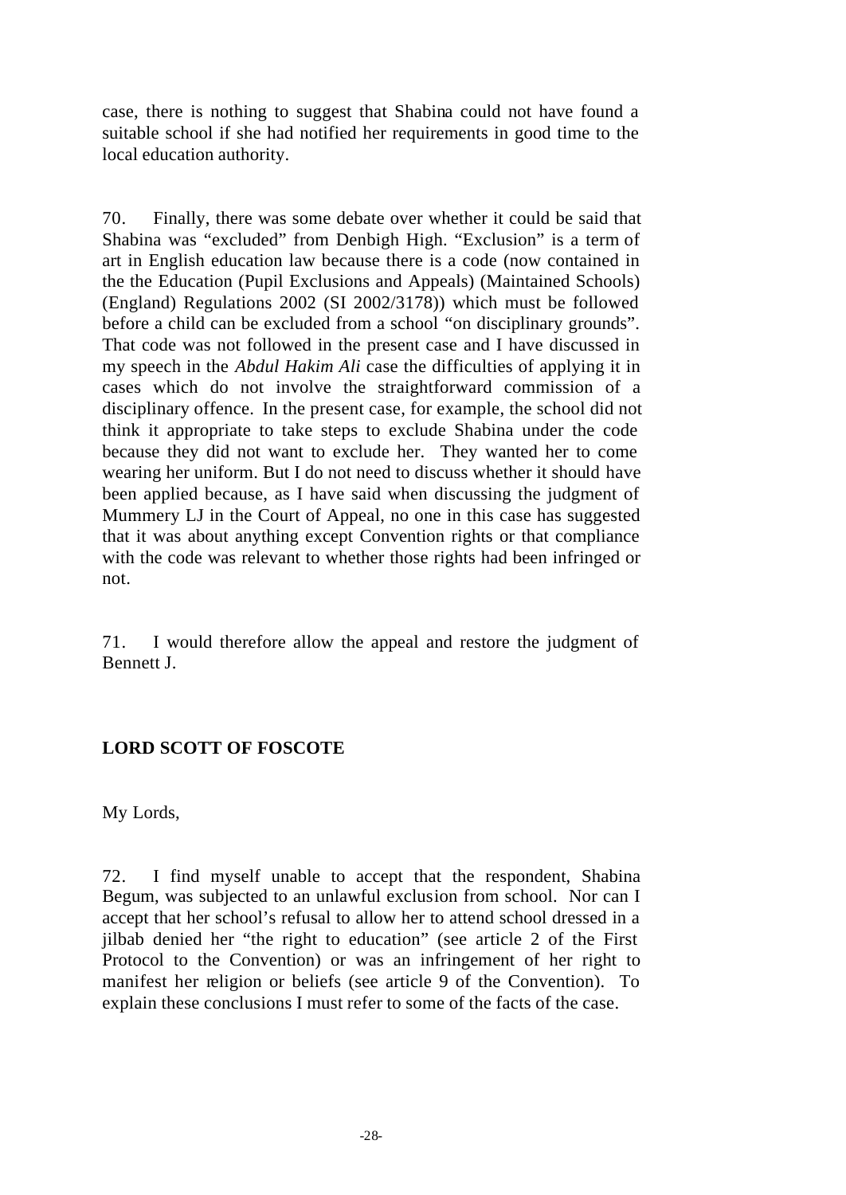case, there is nothing to suggest that Shabina could not have found a suitable school if she had notified her requirements in good time to the local education authority.

70. Finally, there was some debate over whether it could be said that Shabina was "excluded" from Denbigh High. "Exclusion" is a term of art in English education law because there is a code (now contained in the the Education (Pupil Exclusions and Appeals) (Maintained Schools) (England) Regulations 2002 (SI 2002/3178)) which must be followed before a child can be excluded from a school "on disciplinary grounds". That code was not followed in the present case and I have discussed in my speech in the *Abdul Hakim Ali* case the difficulties of applying it in cases which do not involve the straightforward commission of a disciplinary offence. In the present case, for example, the school did not think it appropriate to take steps to exclude Shabina under the code because they did not want to exclude her. They wanted her to come wearing her uniform. But I do not need to discuss whether it should have been applied because, as I have said when discussing the judgment of Mummery LJ in the Court of Appeal, no one in this case has suggested that it was about anything except Convention rights or that compliance with the code was relevant to whether those rights had been infringed or not.

71. I would therefore allow the appeal and restore the judgment of Bennett J.

## LORD SCOTT OF FOSCOTE

My Lords,

72. I find myself unable to accept that the respondent, Shabina Begum, was subjected to an unlawful exclusion from school. Nor can I accept that her school's refusal to allow her to attend school dressed in a jilbab denied her "the right to education" (see article 2 of the First Protocol to the Convention) or was an infringement of her right to manifest her religion or beliefs (see article 9 of the Convention). To explain these conclusions I must refer to some of the facts of the case.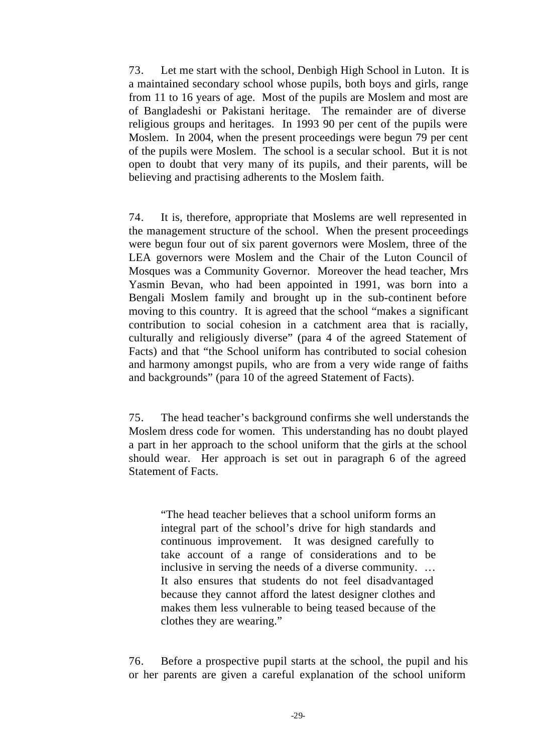73. Let me start with the school, Denbigh High School in Luton. It is a maintained secondary school whose pupils, both boys and girls, range from 11 to 16 years of age. Most of the pupils are Moslem and most are of Bangladeshi or Pakistani heritage. The remainder are of diverse religious groups and heritages. In 1993 90 per cent of the pupils were Moslem. In 2004, when the present proceedings were begun 79 per cent of the pupils were Moslem. The school is a secular school. But it is not open to doubt that very many of its pupils, and their parents, will be believing and practising adherents to the Moslem faith.

74. It is, therefore, appropriate that Moslems are well represented in the management structure of the school. When the present proceedings were begun four out of six parent governors were Moslem, three of the LEA governors were Moslem and the Chair of the Luton Council of Mosques was a Community Governor. Moreover the head teacher, Mrs Yasmin Bevan, who had been appointed in 1991, was born into a Bengali Moslem family and brought up in the sub-continent before moving to this country. It is agreed that the school "makes a significant contribution to social cohesion in a catchment area that is racially, culturally and religiously diverse" (para 4 of the agreed Statement of Facts) and that "the School uniform has contributed to social cohesion and harmony amongst pupils, who are from a very wide range of faiths and backgrounds" (para 10 of the agreed Statement of Facts).

75. The head teacher's background confirms she well understands the Moslem dress code for women. This understanding has no doubt played a part in her approach to the school uniform that the girls at the school should wear. Her approach is set out in paragraph 6 of the agreed Statement of Facts.

> "The head teacher believes that a school uniform forms an integral part of the school's drive for high standards and continuous improvement. It was designed carefully to take account of a range of considerations and to be inclusive in serving the needs of a diverse community. … It also ensures that students do not feel disadvantaged because they cannot afford the latest designer clothes and makes them less vulnerable to being teased because of the clothes they are wearing."

76. Before a prospective pupil starts at the school, the pupil and his or her parents are given a careful explanation of the school uniform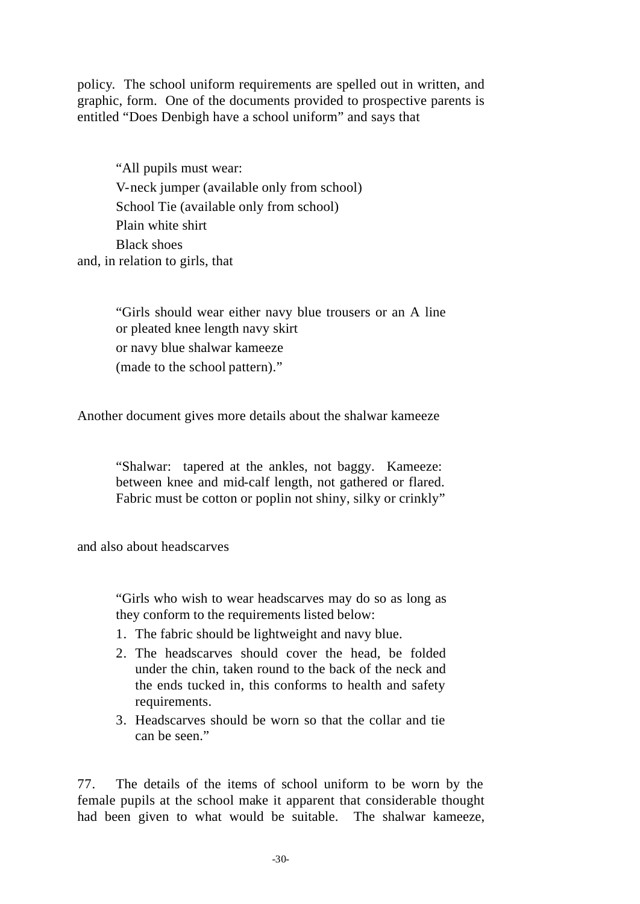policy. The school uniform requirements are spelled out in written, and graphic, form. One of the documents provided to prospective parents is entitled "Does Denbigh have a school uniform" and says that

> "All pupils must wear:
> V-neck jumper (available only from school)
> School Tie (available only from school)
> Plain white shirt
> Black shoes

and, in relation to girls, that

> "Girls should wear either navy blue trousers or an A line or pleated knee length navy skirt
> or navy blue shalwar kameeze
> (made to the school pattern)."

Another document gives more details about the shalwar kameeze

> "Shalwar: tapered at the ankles, not baggy. Kameeze: between knee and mid-calf length, not gathered or flared. Fabric must be cotton or poplin not shiny, silky or crinkly"

and also about headscarves

> "Girls who wish to wear headscarves may do so as long as they conform to the requirements listed below:
> 1. The fabric should be lightweight and navy blue.
> 2. The headscarves should cover the head, be folded under the chin, taken round to the back of the neck and the ends tucked in, this conforms to health and safety requirements.
> 3. Headscarves should be worn so that the collar and tie can be seen."

77. The details of the items of school uniform to be worn by the female pupils at the school make it apparent that considerable thought had been given to what would be suitable. The shalwar kameeze,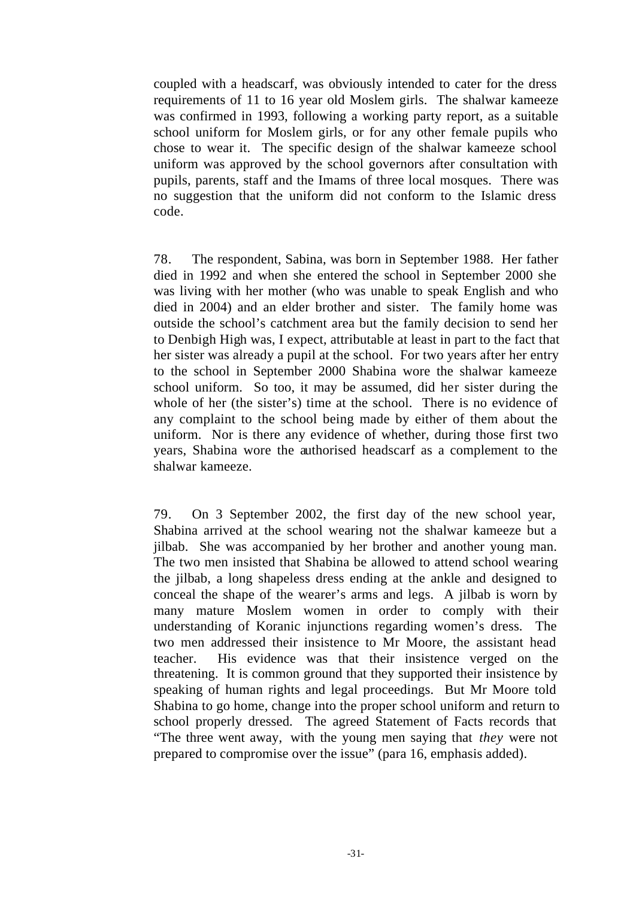coupled with a headscarf, was obviously intended to cater for the dress requirements of 11 to 16 year old Moslem girls. The shalwar kameeze was confirmed in 1993, following a working party report, as a suitable school uniform for Moslem girls, or for any other female pupils who chose to wear it. The specific design of the shalwar kameeze school uniform was approved by the school governors after consultation with pupils, parents, staff and the Imams of three local mosques. There was no suggestion that the uniform did not conform to the Islamic dress code.

78. The respondent, Sabina, was born in September 1988. Her father died in 1992 and when she entered the school in September 2000 she was living with her mother (who was unable to speak English and who died in 2004) and an elder brother and sister. The family home was outside the school's catchment area but the family decision to send her to Denbigh High was, I expect, attributable at least in part to the fact that her sister was already a pupil at the school. For two years after her entry to the school in September 2000 Shabina wore the shalwar kameeze school uniform. So too, it may be assumed, did her sister during the whole of her (the sister's) time at the school. There is no evidence of any complaint to the school being made by either of them about the uniform. Nor is there any evidence of whether, during those first two years, Shabina wore the authorised headscarf as a complement to the shalwar kameeze.

79. On 3 September 2002, the first day of the new school year, Shabina arrived at the school wearing not the shalwar kameeze but a jilbab. She was accompanied by her brother and another young man. The two men insisted that Shabina be allowed to attend school wearing the jilbab, a long shapeless dress ending at the ankle and designed to conceal the shape of the wearer's arms and legs. A jilbab is worn by many mature Moslem women in order to comply with their understanding of Koranic injunctions regarding women's dress. The two men addressed their insistence to Mr Moore, the assistant head teacher. His evidence was that their insistence verged on the threatening. It is common ground that they supported their insistence by speaking of human rights and legal proceedings. But Mr Moore told Shabina to go home, change into the proper school uniform and return to school properly dressed. The agreed Statement of Facts records that "The three went away, with the young men saying that *they* were not prepared to compromise over the issue" (para 16, emphasis added).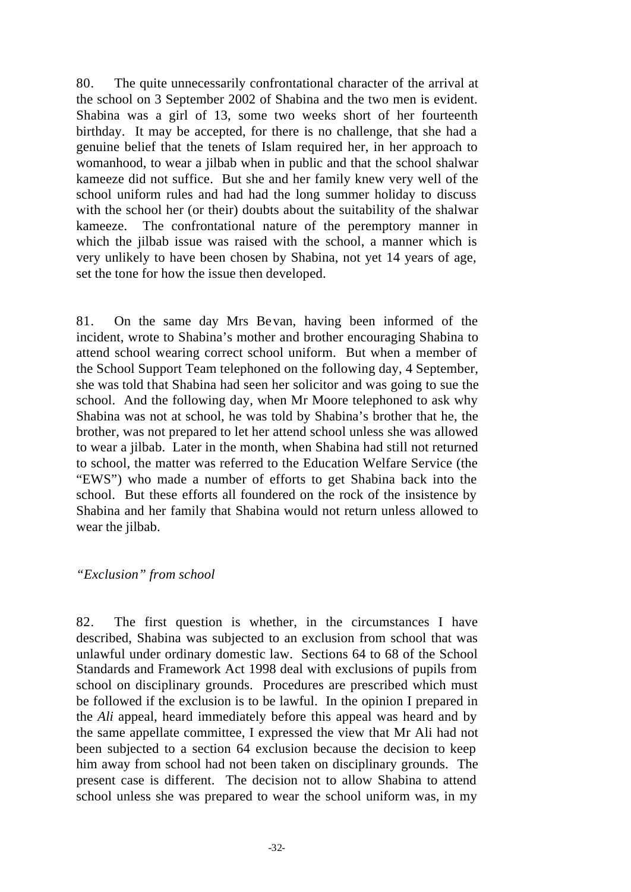80. The quite unnecessarily confrontational character of the arrival at the school on 3 September 2002 of Shabina and the two men is evident. Shabina was a girl of 13, some two weeks short of her fourteenth birthday. It may be accepted, for there is no challenge, that she had a genuine belief that the tenets of Islam required her, in her approach to womanhood, to wear a jilbab when in public and that the school shalwar kameeze did not suffice. But she and her family knew very well of the school uniform rules and had had the long summer holiday to discuss with the school her (or their) doubts about the suitability of the shalwar kameeze. The confrontational nature of the peremptory manner in which the jilbab issue was raised with the school, a manner which is very unlikely to have been chosen by Shabina, not yet 14 years of age, set the tone for how the issue then developed.

81. On the same day Mrs Bevan, having been informed of the incident, wrote to Shabina's mother and brother encouraging Shabina to attend school wearing correct school uniform. But when a member of the School Support Team telephoned on the following day, 4 September, she was told that Shabina had seen her solicitor and was going to sue the school. And the following day, when Mr Moore telephoned to ask why Shabina was not at school, he was told by Shabina's brother that he, the brother, was not prepared to let her attend school unless she was allowed to wear a jilbab. Later in the month, when Shabina had still not returned to school, the matter was referred to the Education Welfare Service (the "EWS") who made a number of efforts to get Shabina back into the school. But these efforts all foundered on the rock of the insistence by Shabina and her family that Shabina would not return unless allowed to wear the jilbab.

*"Exclusion" from school*

82. The first question is whether, in the circumstances I have described, Shabina was subjected to an exclusion from school that was unlawful under ordinary domestic law. Sections 64 to 68 of the School Standards and Framework Act 1998 deal with exclusions of pupils from school on disciplinary grounds. Procedures are prescribed which must be followed if the exclusion is to be lawful. In the opinion I prepared in the *Ali* appeal, heard immediately before this appeal was heard and by the same appellate committee, I expressed the view that Mr Ali had not been subjected to a section 64 exclusion because the decision to keep him away from school had not been taken on disciplinary grounds. The present case is different. The decision not to allow Shabina to attend school unless she was prepared to wear the school uniform was, in my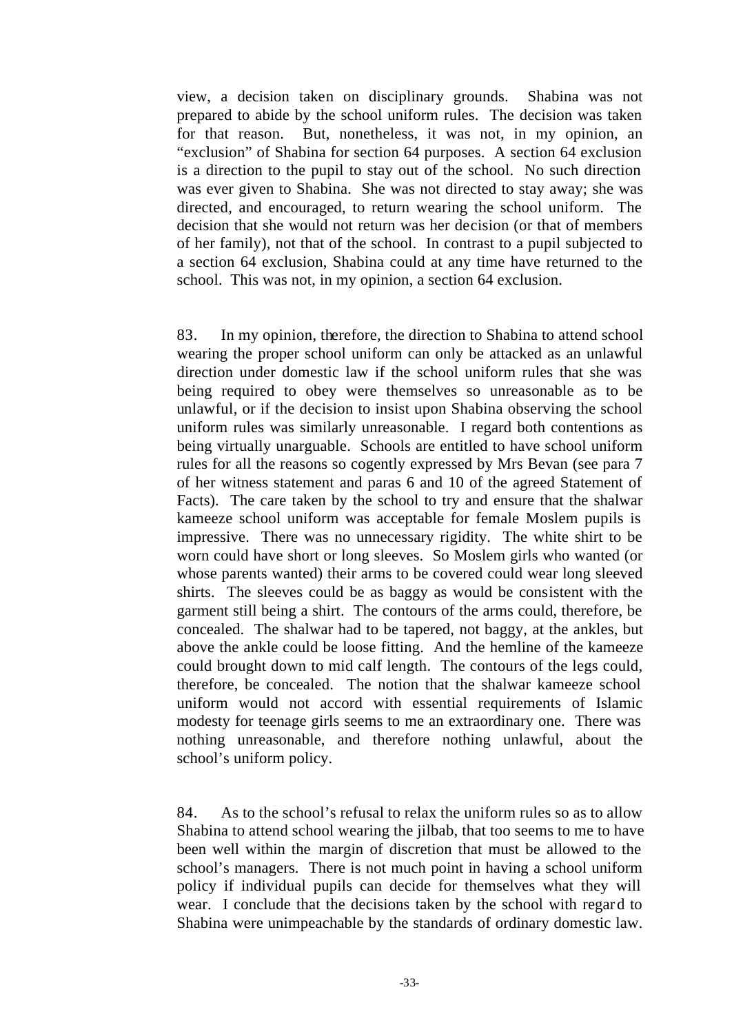view, a decision taken on disciplinary grounds. Shabina was not prepared to abide by the school uniform rules. The decision was taken for that reason. But, nonetheless, it was not, in my opinion, an "exclusion" of Shabina for section 64 purposes. A section 64 exclusion is a direction to the pupil to stay out of the school. No such direction was ever given to Shabina. She was not directed to stay away; she was directed, and encouraged, to return wearing the school uniform. The decision that she would not return was her decision (or that of members of her family), not that of the school. In contrast to a pupil subjected to a section 64 exclusion, Shabina could at any time have returned to the school. This was not, in my opinion, a section 64 exclusion.

83. In my opinion, therefore, the direction to Shabina to attend school wearing the proper school uniform can only be attacked as an unlawful direction under domestic law if the school uniform rules that she was being required to obey were themselves so unreasonable as to be unlawful, or if the decision to insist upon Shabina observing the school uniform rules was similarly unreasonable. I regard both contentions as being virtually unarguable. Schools are entitled to have school uniform rules for all the reasons so cogently expressed by Mrs Bevan (see para 7 of her witness statement and paras 6 and 10 of the agreed Statement of Facts). The care taken by the school to try and ensure that the shalwar kameeze school uniform was acceptable for female Moslem pupils is impressive. There was no unnecessary rigidity. The white shirt to be worn could have short or long sleeves. So Moslem girls who wanted (or whose parents wanted) their arms to be covered could wear long sleeved shirts. The sleeves could be as baggy as would be consistent with the garment still being a shirt. The contours of the arms could, therefore, be concealed. The shalwar had to be tapered, not baggy, at the ankles, but above the ankle could be loose fitting. And the hemline of the kameeze could brought down to mid calf length. The contours of the legs could, therefore, be concealed. The notion that the shalwar kameeze school uniform would not accord with essential requirements of Islamic modesty for teenage girls seems to me an extraordinary one. There was nothing unreasonable, and therefore nothing unlawful, about the school's uniform policy.

84. As to the school's refusal to relax the uniform rules so as to allow Shabina to attend school wearing the jilbab, that too seems to me to have been well within the margin of discretion that must be allowed to the school's managers. There is not much point in having a school uniform policy if individual pupils can decide for themselves what they will wear. I conclude that the decisions taken by the school with regard to Shabina were unimpeachable by the standards of ordinary domestic law.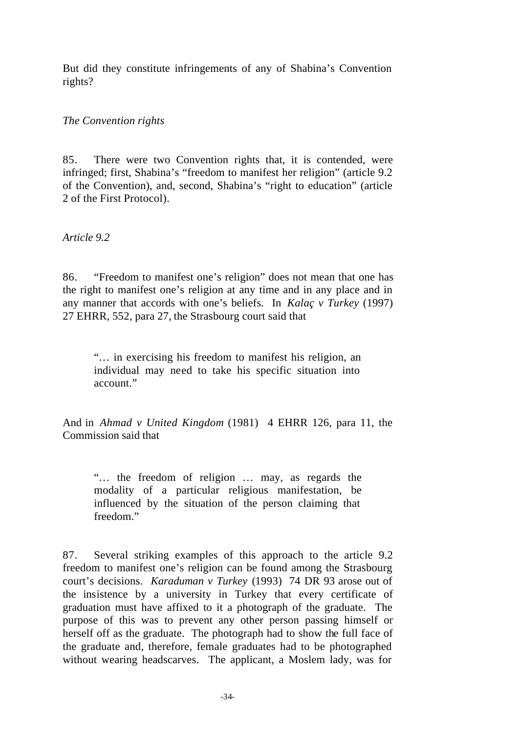But did they constitute infringements of any of Shabina's Convention rights?

*The Convention rights*

85. There were two Convention rights that, it is contended, were infringed; first, Shabina's "freedom to manifest her religion" (article 9.2 of the Convention), and, second, Shabina's "right to education" (article 2 of the First Protocol).

*Article 9.2*

86. "Freedom to manifest one's religion" does not mean that one has the right to manifest one's religion at any time and in any place and in any manner that accords with one's beliefs. In *Kalaç v Turkey* (1997) 27 EHRR, 552, para 27, the Strasbourg court said that

> "… in exercising his freedom to manifest his religion, an individual may need to take his specific situation into account."

And in *Ahmad v United Kingdom* (1981) 4 EHRR 126, para 11, the Commission said that

> "… the freedom of religion … may, as regards the modality of a particular religious manifestation, be influenced by the situation of the person claiming that freedom."

87. Several striking examples of this approach to the article 9.2 freedom to manifest one's religion can be found among the Strasbourg court's decisions. *Karaduman v Turkey* (1993) 74 DR 93 arose out of the insistence by a university in Turkey that every certificate of graduation must have affixed to it a photograph of the graduate. The purpose of this was to prevent any other person passing himself or herself off as the graduate. The photograph had to show the full face of the graduate and, therefore, female graduates had to be photographed without wearing headscarves. The applicant, a Moslem lady, was for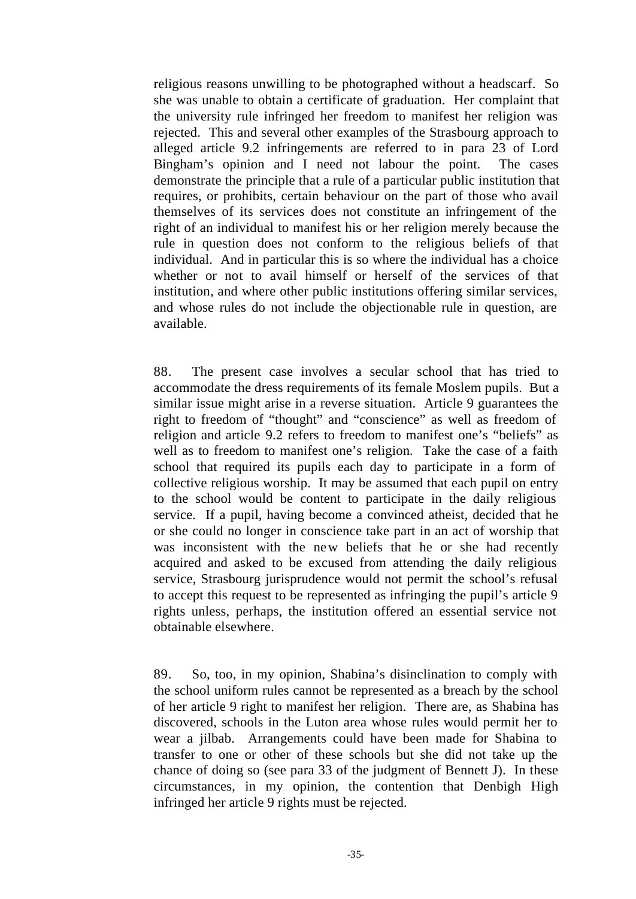religious reasons unwilling to be photographed without a headscarf. So she was unable to obtain a certificate of graduation. Her complaint that the university rule infringed her freedom to manifest her religion was rejected. This and several other examples of the Strasbourg approach to alleged article 9.2 infringements are referred to in para 23 of Lord Bingham's opinion and I need not labour the point. The cases demonstrate the principle that a rule of a particular public institution that requires, or prohibits, certain behaviour on the part of those who avail themselves of its services does not constitute an infringement of the right of an individual to manifest his or her religion merely because the rule in question does not conform to the religious beliefs of that individual. And in particular this is so where the individual has a choice whether or not to avail himself or herself of the services of that institution, and where other public institutions offering similar services, and whose rules do not include the objectionable rule in question, are available.

88. The present case involves a secular school that has tried to accommodate the dress requirements of its female Moslem pupils. But a similar issue might arise in a reverse situation. Article 9 guarantees the right to freedom of "thought" and "conscience" as well as freedom of religion and article 9.2 refers to freedom to manifest one's "beliefs" as well as to freedom to manifest one's religion. Take the case of a faith school that required its pupils each day to participate in a form of collective religious worship. It may be assumed that each pupil on entry to the school would be content to participate in the daily religious service. If a pupil, having become a convinced atheist, decided that he or she could no longer in conscience take part in an act of worship that was inconsistent with the new beliefs that he or she had recently acquired and asked to be excused from attending the daily religious service, Strasbourg jurisprudence would not permit the school's refusal to accept this request to be represented as infringing the pupil's article 9 rights unless, perhaps, the institution offered an essential service not obtainable elsewhere.

89. So, too, in my opinion, Shabina's disinclination to comply with the school uniform rules cannot be represented as a breach by the school of her article 9 right to manifest her religion. There are, as Shabina has discovered, schools in the Luton area whose rules would permit her to wear a jilbab. Arrangements could have been made for Shabina to transfer to one or other of these schools but she did not take up the chance of doing so (see para 33 of the judgment of Bennett J). In these circumstances, in my opinion, the contention that Denbigh High infringed her article 9 rights must be rejected.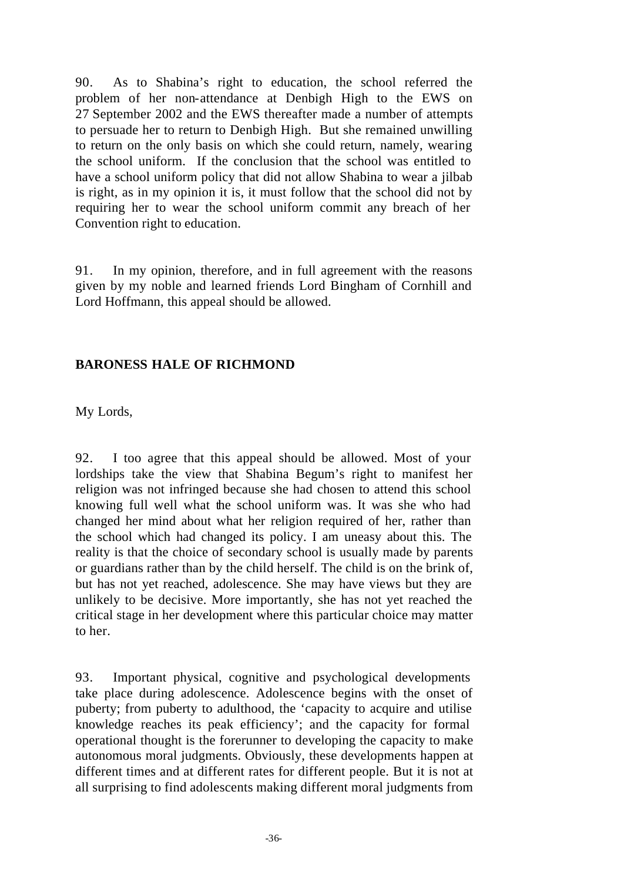90. As to Shabina's right to education, the school referred the problem of her non-attendance at Denbigh High to the EWS on 27 September 2002 and the EWS thereafter made a number of attempts to persuade her to return to Denbigh High. But she remained unwilling to return on the only basis on which she could return, namely, wearing the school uniform. If the conclusion that the school was entitled to have a school uniform policy that did not allow Shabina to wear a jilbab is right, as in my opinion it is, it must follow that the school did not by requiring her to wear the school uniform commit any breach of her Convention right to education.

91. In my opinion, therefore, and in full agreement with the reasons given by my noble and learned friends Lord Bingham of Cornhill and Lord Hoffmann, this appeal should be allowed.

**BARONESS HALE OF RICHMOND**

My Lords,

92. I too agree that this appeal should be allowed. Most of your lordships take the view that Shabina Begum's right to manifest her religion was not infringed because she had chosen to attend this school knowing full well what the school uniform was. It was she who had changed her mind about what her religion required of her, rather than the school which had changed its policy. I am uneasy about this. The reality is that the choice of secondary school is usually made by parents or guardians rather than by the child herself. The child is on the brink of, but has not yet reached, adolescence. She may have views but they are unlikely to be decisive. More importantly, she has not yet reached the critical stage in her development where this particular choice may matter to her.

93. Important physical, cognitive and psychological developments take place during adolescence. Adolescence begins with the onset of puberty; from puberty to adulthood, the 'capacity to acquire and utilise knowledge reaches its peak efficiency'; and the capacity for formal operational thought is the forerunner to developing the capacity to make autonomous moral judgments. Obviously, these developments happen at different times and at different rates for different people. But it is not at all surprising to find adolescents making different moral judgments from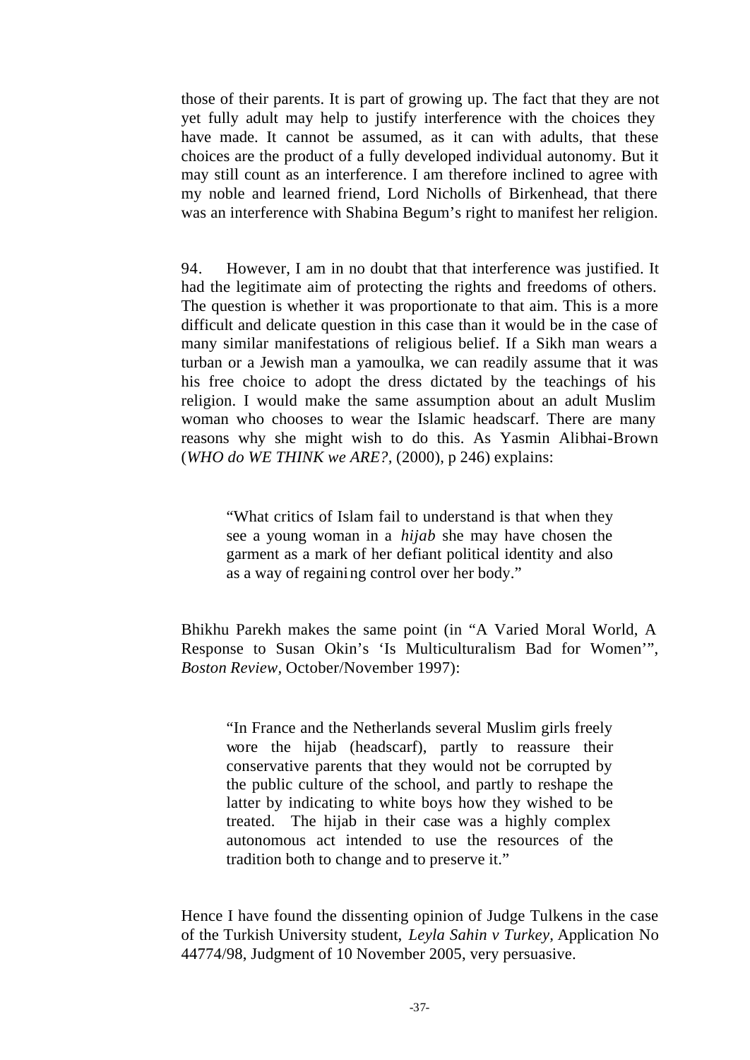those of their parents. It is part of growing up. The fact that they are not yet fully adult may help to justify interference with the choices they have made. It cannot be assumed, as it can with adults, that these choices are the product of a fully developed individual autonomy. But it may still count as an interference. I am therefore inclined to agree with my noble and learned friend, Lord Nicholls of Birkenhead, that there was an interference with Shabina Begum's right to manifest her religion.

94. However, I am in no doubt that that interference was justified. It had the legitimate aim of protecting the rights and freedoms of others. The question is whether it was proportionate to that aim. This is a more difficult and delicate question in this case than it would be in the case of many similar manifestations of religious belief. If a Sikh man wears a turban or a Jewish man a yamoulka, we can readily assume that it was his free choice to adopt the dress dictated by the teachings of his religion. I would make the same assumption about an adult Muslim woman who chooses to wear the Islamic headscarf. There are many reasons why she might wish to do this. As Yasmin Alibhai-Brown (*WHO do WE THINK we ARE?*, (2000), p 246) explains:

> "What critics of Islam fail to understand is that when they see a young woman in a *hijab* she may have chosen the garment as a mark of her defiant political identity and also as a way of regaining control over her body."

Bhikhu Parekh makes the same point (in "A Varied Moral World, A Response to Susan Okin's 'Is Multiculturalism Bad for Women'", *Boston Review*, October/November 1997):

> "In France and the Netherlands several Muslim girls freely wore the hijab (headscarf), partly to reassure their conservative parents that they would not be corrupted by the public culture of the school, and partly to reshape the latter by indicating to white boys how they wished to be treated. The hijab in their case was a highly complex autonomous act intended to use the resources of the tradition both to change and to preserve it."

Hence I have found the dissenting opinion of Judge Tulkens in the case of the Turkish University student, *Leyla Sahin v Turkey*, Application No 44774/98, Judgment of 10 November 2005, very persuasive.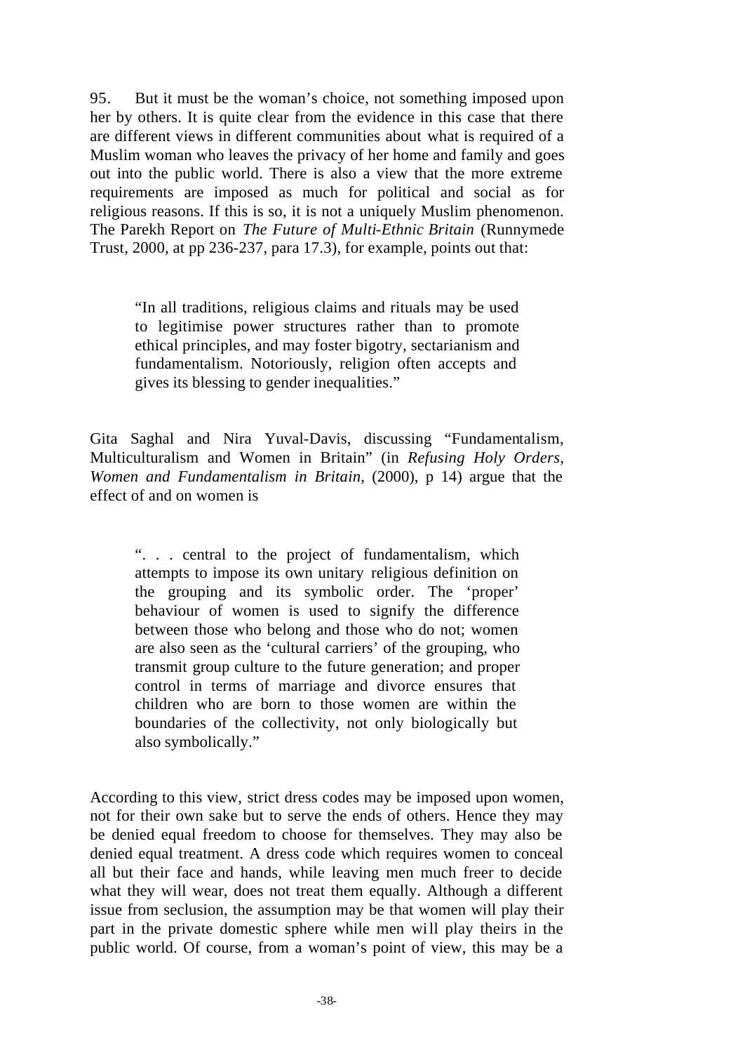95. But it must be the woman's choice, not something imposed upon her by others. It is quite clear from the evidence in this case that there are different views in different communities about what is required of a Muslim woman who leaves the privacy of her home and family and goes out into the public world. There is also a view that the more extreme requirements are imposed as much for political and social as for religious reasons. If this is so, it is not a uniquely Muslim phenomenon. The Parekh Report on *The Future of Multi-Ethnic Britain* (Runnymede Trust, 2000, at pp 236-237, para 17.3), for example, points out that:

> "In all traditions, religious claims and rituals may be used to legitimise power structures rather than to promote ethical principles, and may foster bigotry, sectarianism and fundamentalism. Notoriously, religion often accepts and gives its blessing to gender inequalities."

Gita Saghal and Nira Yuval-Davis, discussing "Fundamentalism, Multiculturalism and Women in Britain" (in *Refusing Holy Orders, Women and Fundamentalism in Britain*, (2000), p 14) argue that the effect of and on women is

> ". . . central to the project of fundamentalism, which attempts to impose its own unitary religious definition on the grouping and its symbolic order. The 'proper' behaviour of women is used to signify the difference between those who belong and those who do not; women are also seen as the 'cultural carriers' of the grouping, who transmit group culture to the future generation; and proper control in terms of marriage and divorce ensures that children who are born to those women are within the boundaries of the collectivity, not only biologically but also symbolically."

According to this view, strict dress codes may be imposed upon women, not for their own sake but to serve the ends of others. Hence they may be denied equal freedom to choose for themselves. They may also be denied equal treatment. A dress code which requires women to conceal all but their face and hands, while leaving men much freer to decide what they will wear, does not treat them equally. Although a different issue from seclusion, the assumption may be that women will play their part in the private domestic sphere while men will play theirs in the public world. Of course, from a woman's point of view, this may be a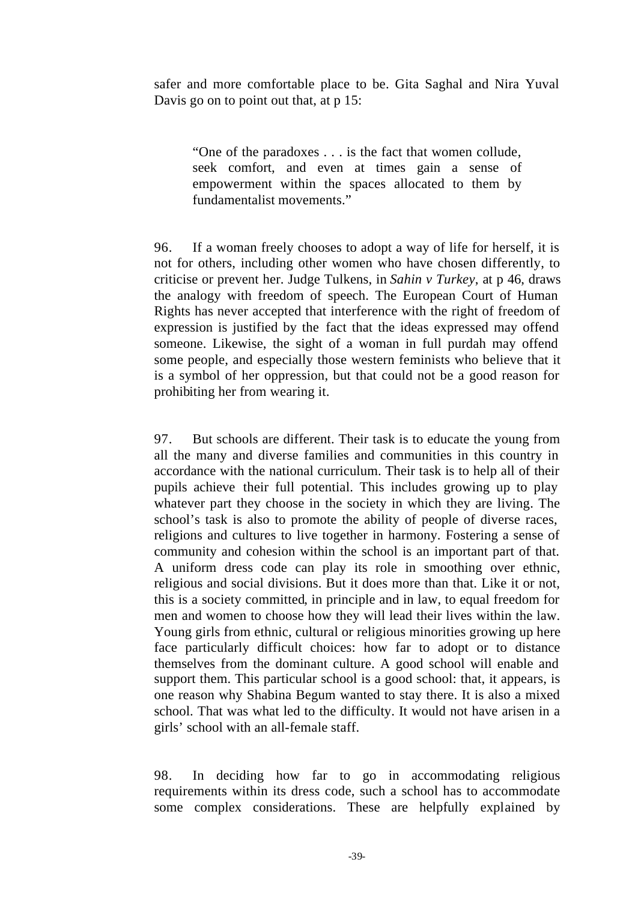safer and more comfortable place to be. Gita Saghal and Nira Yuval Davis go on to point out that, at p 15:

> "One of the paradoxes . . . is the fact that women collude, seek comfort, and even at times gain a sense of empowerment within the spaces allocated to them by fundamentalist movements."

96. If a woman freely chooses to adopt a way of life for herself, it is not for others, including other women who have chosen differently, to criticise or prevent her. Judge Tulkens, in *Sahin v Turkey*, at p 46, draws the analogy with freedom of speech. The European Court of Human Rights has never accepted that interference with the right of freedom of expression is justified by the fact that the ideas expressed may offend someone. Likewise, the sight of a woman in full purdah may offend some people, and especially those western feminists who believe that it is a symbol of her oppression, but that could not be a good reason for prohibiting her from wearing it.

97. But schools are different. Their task is to educate the young from all the many and diverse families and communities in this country in accordance with the national curriculum. Their task is to help all of their pupils achieve their full potential. This includes growing up to play whatever part they choose in the society in which they are living. The school's task is also to promote the ability of people of diverse races, religions and cultures to live together in harmony. Fostering a sense of community and cohesion within the school is an important part of that. A uniform dress code can play its role in smoothing over ethnic, religious and social divisions. But it does more than that. Like it or not, this is a society committed, in principle and in law, to equal freedom for men and women to choose how they will lead their lives within the law. Young girls from ethnic, cultural or religious minorities growing up here face particularly difficult choices: how far to adopt or to distance themselves from the dominant culture. A good school will enable and support them. This particular school is a good school: that, it appears, is one reason why Shabina Begum wanted to stay there. It is also a mixed school. That was what led to the difficulty. It would not have arisen in a girls' school with an all-female staff.

98. In deciding how far to go in accommodating religious requirements within its dress code, such a school has to accommodate some complex considerations. These are helpfully explained by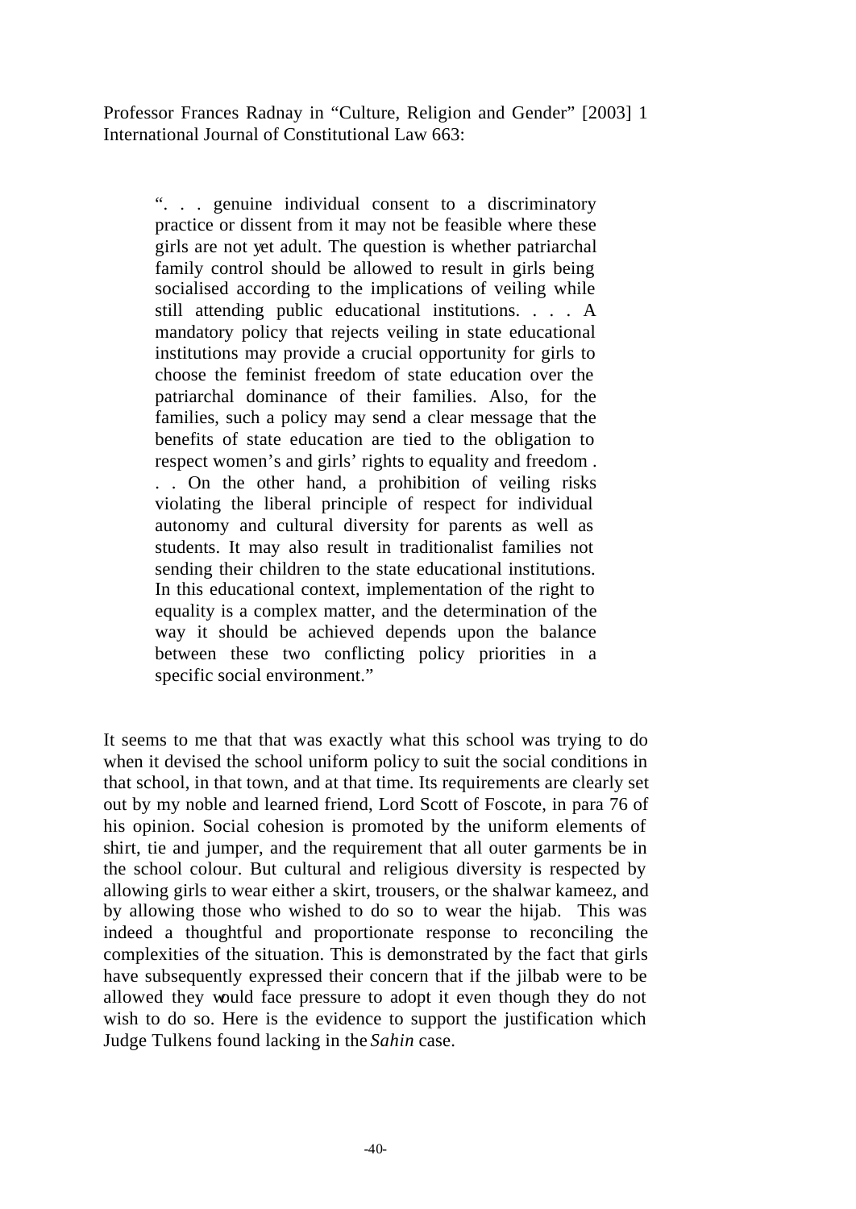Professor Frances Radnay in "Culture, Religion and Gender" [2003] 1 International Journal of Constitutional Law 663:

> ". . . genuine individual consent to a discriminatory practice or dissent from it may not be feasible where these girls are not yet adult. The question is whether patriarchal family control should be allowed to result in girls being socialised according to the implications of veiling while still attending public educational institutions. . . . A mandatory policy that rejects veiling in state educational institutions may provide a crucial opportunity for girls to choose the feminist freedom of state education over the patriarchal dominance of their families. Also, for the families, such a policy may send a clear message that the benefits of state education are tied to the obligation to respect women's and girls' rights to equality and freedom . . . On the other hand, a prohibition of veiling risks violating the liberal principle of respect for individual autonomy and cultural diversity for parents as well as students. It may also result in traditionalist families not sending their children to the state educational institutions. In this educational context, implementation of the right to equality is a complex matter, and the determination of the way it should be achieved depends upon the balance between these two conflicting policy priorities in a specific social environment."

It seems to me that that was exactly what this school was trying to do when it devised the school uniform policy to suit the social conditions in that school, in that town, and at that time. Its requirements are clearly set out by my noble and learned friend, Lord Scott of Foscote, in para 76 of his opinion. Social cohesion is promoted by the uniform elements of shirt, tie and jumper, and the requirement that all outer garments be in the school colour. But cultural and religious diversity is respected by allowing girls to wear either a skirt, trousers, or the shalwar kameez, and by allowing those who wished to do so to wear the hijab. This was indeed a thoughtful and proportionate response to reconciling the complexities of the situation. This is demonstrated by the fact that girls have subsequently expressed their concern that if the jilbab were to be allowed they would face pressure to adopt it even though they do not wish to do so. Here is the evidence to support the justification which Judge Tulkens found lacking in the *Sahin* case.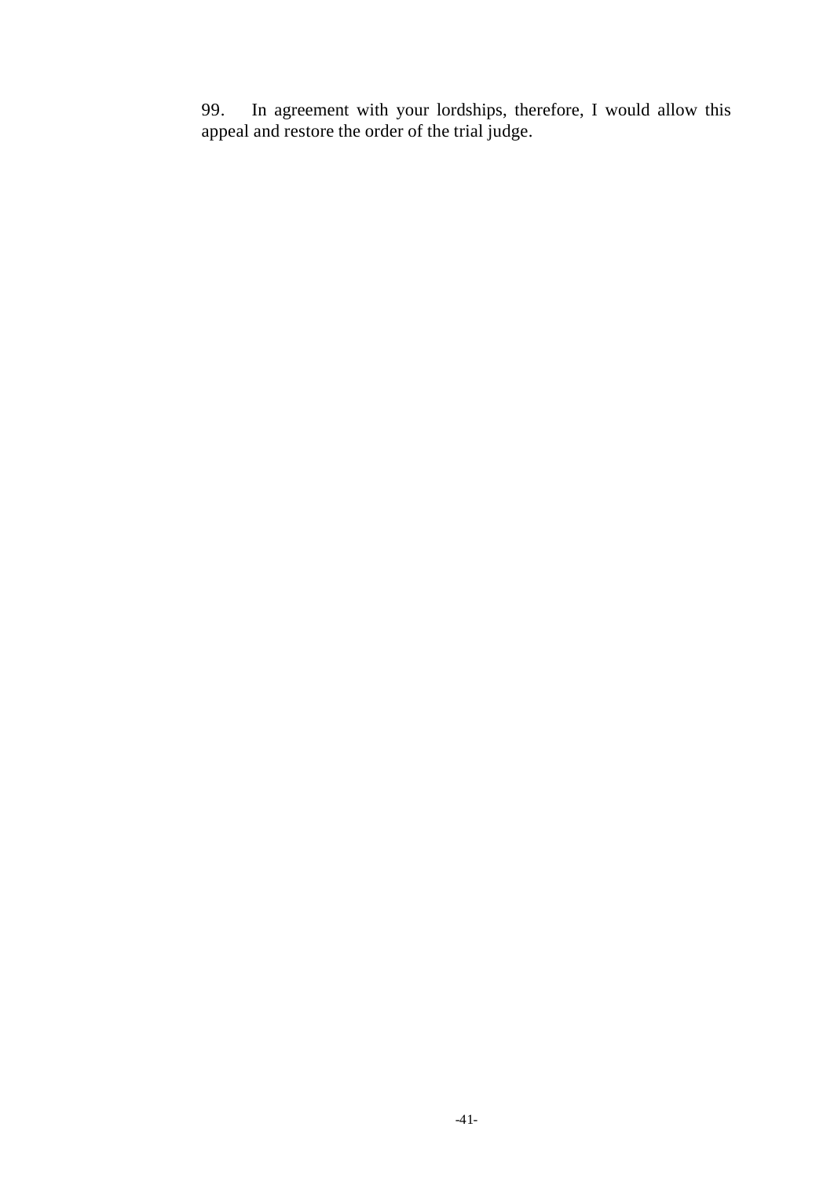99. In agreement with your lordships, therefore, I would allow this appeal and restore the order of the trial judge.